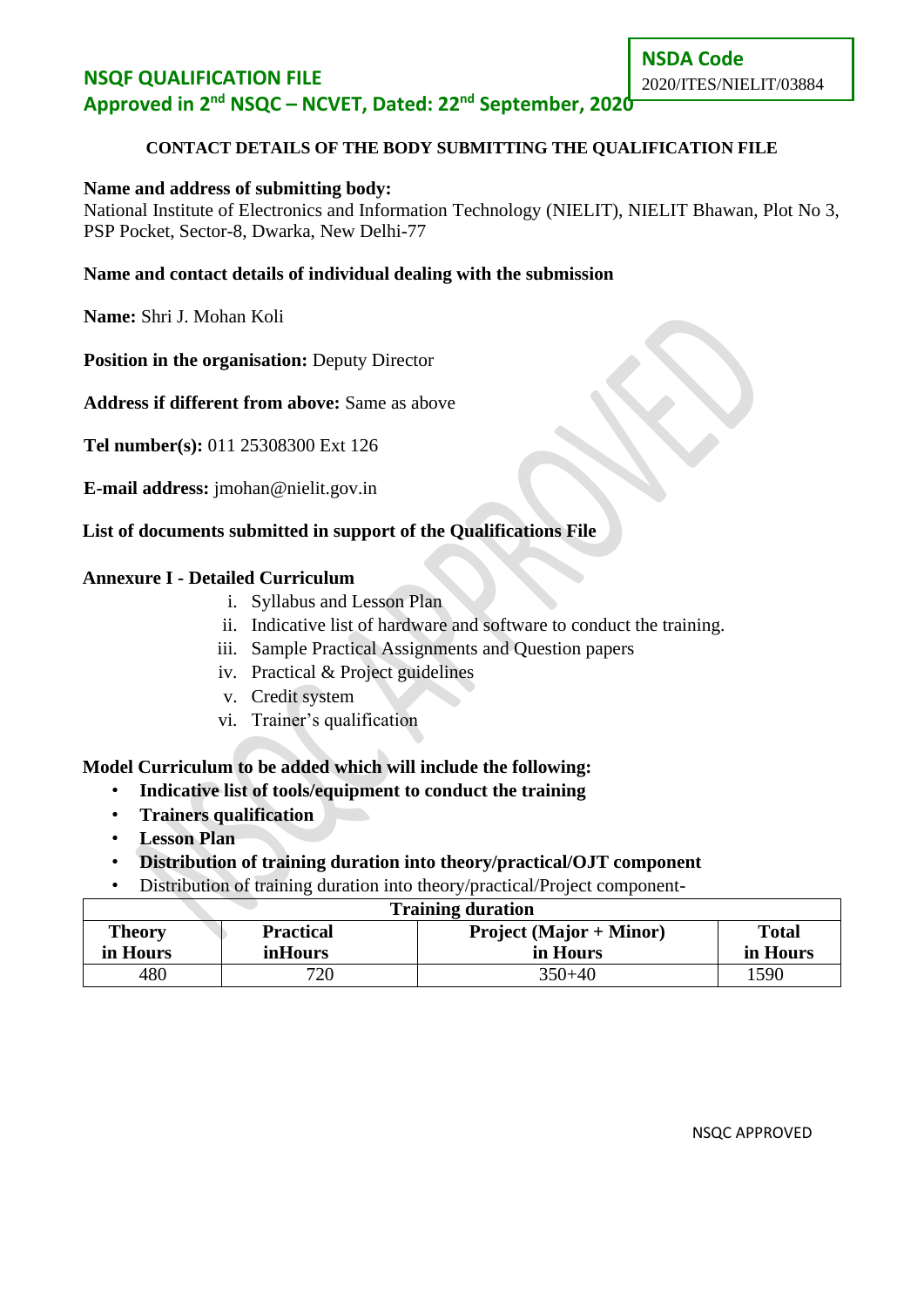**NSDA Code**
2020/ITES/NIELIT/03884

## NSQF QUALIFICATION FILE

## Approved in 2nd NSQC – NCVET, Dated: 22nd September, 2020

### CONTACT DETAILS OF THE BODY SUBMITTING THE QUALIFICATION FILE

**Name and address of submitting body:**
National Institute of Electronics and Information Technology (NIELIT), NIELIT Bhawan, Plot No 3, PSP Pocket, Sector-8, Dwarka, New Delhi-77

**Name and contact details of individual dealing with the submission**

**Name:** Shri J. Mohan Koli

**Position in the organisation:** Deputy Director

**Address if different from above:** Same as above

**Tel number(s):** 011 25308300 Ext 126

**E-mail address:** jmohan@nielit.gov.in

**List of documents submitted in support of the Qualifications File**

**Annexure I - Detailed Curriculum**

i. Syllabus and Lesson Plan
ii. Indicative list of hardware and software to conduct the training.
iii. Sample Practical Assignments and Question papers
iv. Practical & Project guidelines
v. Credit system
vi. Trainer's qualification

**Model Curriculum to be added which will include the following:**

- **Indicative list of tools/equipment to conduct the training**
- **Trainers qualification**
- **Lesson Plan**
- **Distribution of training duration into theory/practical/OJT component**
- Distribution of training duration into theory/practical/Project component-

| Training duration | | | |
|---|---|---|---|
| **Theory in Hours** | **Practical inHours** | **Project (Major + Minor) in Hours** | **Total in Hours** |
| 480 | 720 | 350+40 | 1590 |

NSQC APPROVED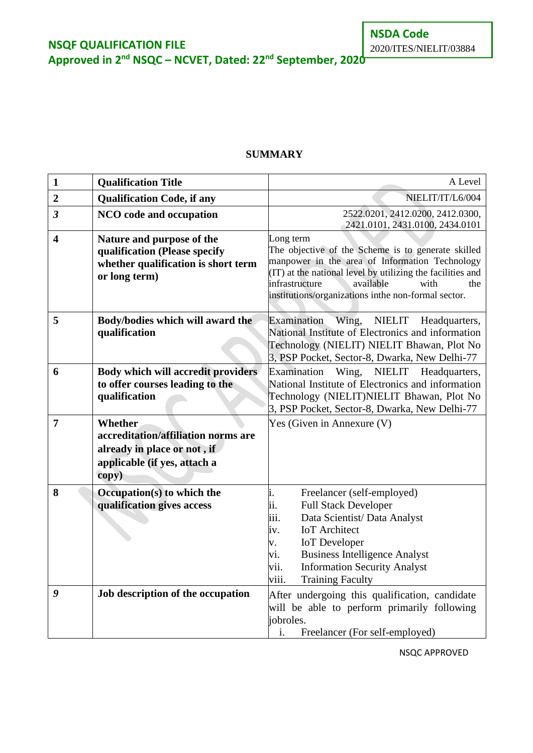## SUMMARY

| 1 | Qualification Title | A Level |
|---|---|---|
| 2 | **Qualification Code, if any** | NIELIT/IT/L6/004 |
| *3* | **NCO code and occupation** | 2522.0201, 2412.0200, 2412.0300, 2421.0101, 2431.0100, 2434.0101 |
| 4 | **Nature and purpose of the qualification (Please specify whether qualification is short term or long term)** | Long term<br>The objective of the Scheme is to generate skilled manpower in the area of Information Technology (IT) at the national level by utilizing the facilities and infrastructure available with the institutions/organizations inthe non-formal sector. |
| 5 | **Body/bodies which will award the qualification** | Examination Wing, NIELIT Headquarters, National Institute of Electronics and information Technology (NIELIT) NIELIT Bhawan, Plot No 3, PSP Pocket, Sector-8, Dwarka, New Delhi-77 |
| 6 | **Body which will accredit providers to offer courses leading to the qualification** | Examination Wing, NIELIT Headquarters, National Institute of Electronics and information Technology (NIELIT)NIELIT Bhawan, Plot No 3, PSP Pocket, Sector-8, Dwarka, New Delhi-77 |
| 7 | **Whether accreditation/affiliation norms are already in place or not , if applicable (if yes, attach a copy)** | Yes (Given in Annexure (V) |
| 8 | **Occupation(s) to which the qualification gives access** | i. Freelancer (self-employed)<br>ii. Full Stack Developer<br>iii. Data Scientist/ Data Analyst<br>iv. IoT Architect<br>v. IoT Developer<br>vi. Business Intelligence Analyst<br>vii. Information Security Analyst<br>viii. Training Faculty |
| *9* | **Job description of the occupation** | After undergoing this qualification, candidate will be able to perform primarily following jobroles.<br>i. Freelancer (For self-employed) |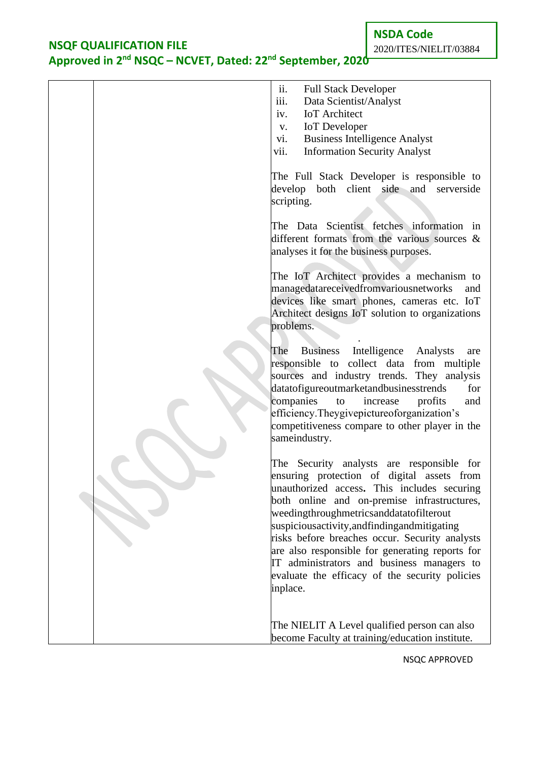| | | ii. Full Stack Developer<br>iii. Data Scientist/Analyst<br>iv. IoT Architect<br>v. IoT Developer<br>vi. Business Intelligence Analyst<br>vii. Information Security Analyst<br><br>The Full Stack Developer is responsible to develop both client side and serverside scripting.<br><br>The Data Scientist fetches information in different formats from the various sources & analyses it for the business purposes.<br><br>The IoT Architect provides a mechanism to managedatareceivedfromvariousnetworks and devices like smart phones, cameras etc. IoT Architect designs IoT solution to organizations problems.<br><br>The Business Intelligence Analysts are responsible to collect data from multiple sources and industry trends. They analysis datatofigureoutmarketandbusinesstrends for companies to increase profits and efficiency.Theygivepictureoforganization's competitiveness compare to other player in the sameindustry.<br><br>The Security analysts are responsible for ensuring protection of digital assets from unauthorized access**.** This includes securing both online and on-premise infrastructures, weedingthroughmetricsanddatatofilterout suspiciousactivity,andfindingandmitigating risks before breaches occur. Security analysts are also responsible for generating reports for IT administrators and business managers to evaluate the efficacy of the security policies inplace.<br><br>The NIELIT A Level qualified person can also become Faculty at training/education institute. |
|---|---|---|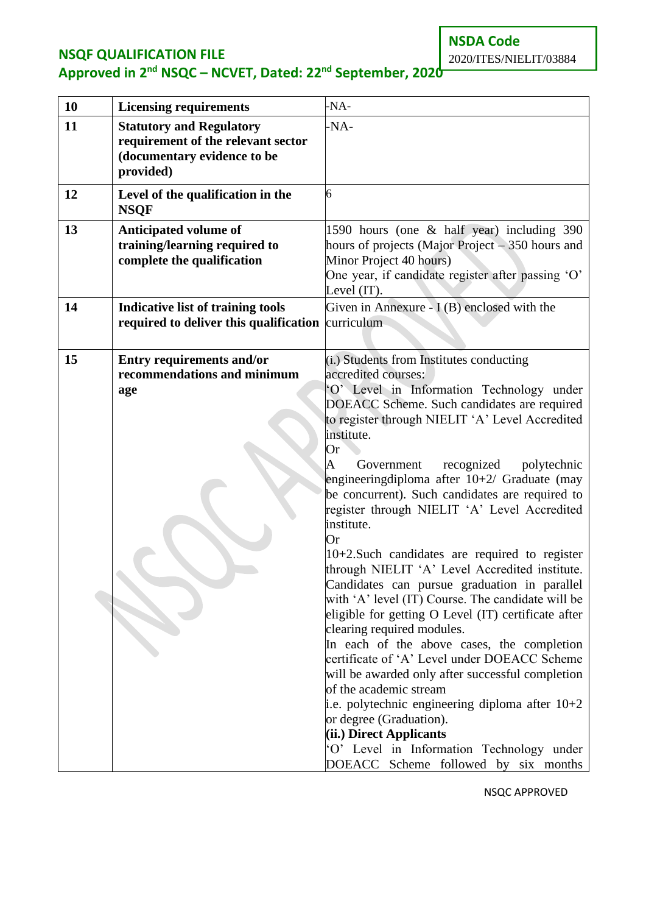| 10 | **Licensing requirements** | -NA- |
|---|---|---|
| 11 | **Statutory and Regulatory requirement of the relevant sector (documentary evidence to be provided)** | -NA- |
| 12 | **Level of the qualification in the NSQF** | 6 |
| 13 | **Anticipated volume of training/learning required to complete the qualification** | 1590 hours (one & half year) including 390 hours of projects (Major Project – 350 hours and Minor Project 40 hours)<br>One year, if candidate register after passing 'O' Level (IT). |
| 14 | **Indicative list of training tools required to deliver this qualification** | Given in Annexure - I (B) enclosed with the curriculum |
| 15 | **Entry requirements and/or recommendations and minimum age** | (i.) Students from Institutes conducting accredited courses:<br>'O' Level in Information Technology under DOEACC Scheme. Such candidates are required to register through NIELIT 'A' Level Accredited institute.<br>Or<br>A Government recognized polytechnic engineeringdiploma after 10+2/ Graduate (may be concurrent). Such candidates are required to register through NIELIT 'A' Level Accredited institute.<br>Or<br>10+2.Such candidates are required to register through NIELIT 'A' Level Accredited institute. Candidates can pursue graduation in parallel with 'A' level (IT) Course. The candidate will be eligible for getting O Level (IT) certificate after clearing required modules.<br>In each of the above cases, the completion certificate of 'A' Level under DOEACC Scheme will be awarded only after successful completion of the academic stream<br>i.e. polytechnic engineering diploma after 10+2 or degree (Graduation).<br>**(ii.) Direct Applicants**<br>'O' Level in Information Technology under DOEACC Scheme followed by six months |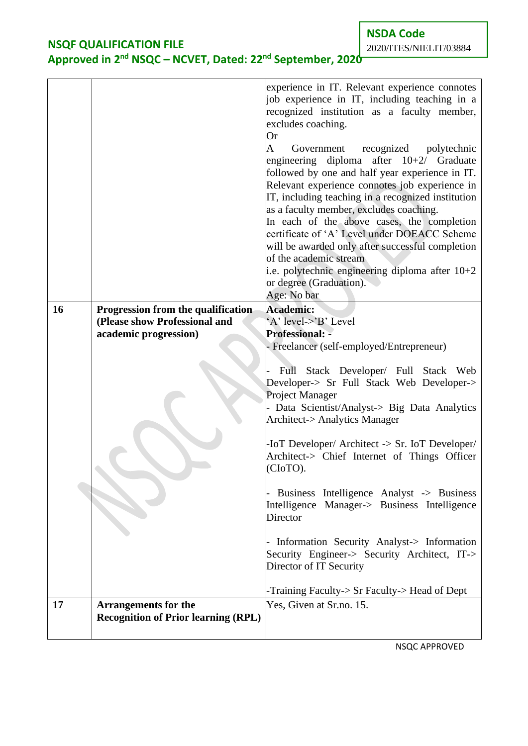| | | |
|---|---|---|
| | | experience in IT. Relevant experience connotes job experience in IT, including teaching in a recognized institution as a faculty member, excludes coaching.<br>Or<br>A Government recognized polytechnic engineering diploma after 10+2/ Graduate followed by one and half year experience in IT. Relevant experience connotes job experience in IT, including teaching in a recognized institution as a faculty member, excludes coaching.<br>In each of the above cases, the completion certificate of 'A' Level under DOEACC Scheme will be awarded only after successful completion of the academic stream<br>i.e. polytechnic engineering diploma after 10+2 or degree (Graduation).<br>Age: No bar |
| **16** | **Progression from the qualification (Please show Professional and academic progression)** | **Academic:**<br>'A' level->'B' Level<br>**Professional: -**<br>- Freelancer (self-employed/Entrepreneur)<br><br>- Full Stack Developer/ Full Stack Web Developer-> Sr Full Stack Web Developer-> Project Manager<br>- Data Scientist/Analyst-> Big Data Analytics Architect-> Analytics Manager<br><br>-IoT Developer/ Architect -> Sr. IoT Developer/ Architect-> Chief Internet of Things Officer (CIoTO).<br><br>- Business Intelligence Analyst -> Business Intelligence Manager-> Business Intelligence Director<br><br>- Information Security Analyst-> Information Security Engineer-> Security Architect, IT-> Director of IT Security<br><br>-Training Faculty-> Sr Faculty-> Head of Dept |
| **17** | **Arrangements for the Recognition of Prior learning (RPL)** | Yes, Given at Sr.no. 15. |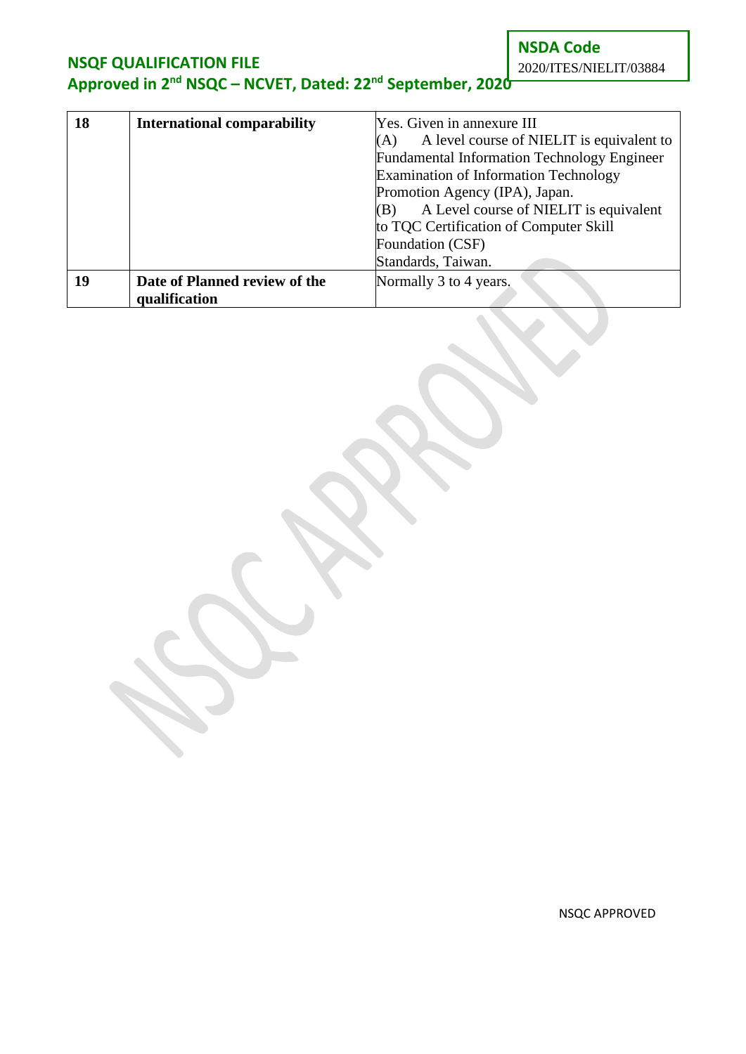| 18 | **International comparability** | Yes. Given in annexure III<br>(A) A level course of NIELIT is equivalent to Fundamental Information Technology Engineer Examination of Information Technology Promotion Agency (IPA), Japan.<br>(B) A Level course of NIELIT is equivalent to TQC Certification of Computer Skill Foundation (CSF) Standards, Taiwan. |
|---|---|---|
| 19 | **Date of Planned review of the qualification** | Normally 3 to 4 years. |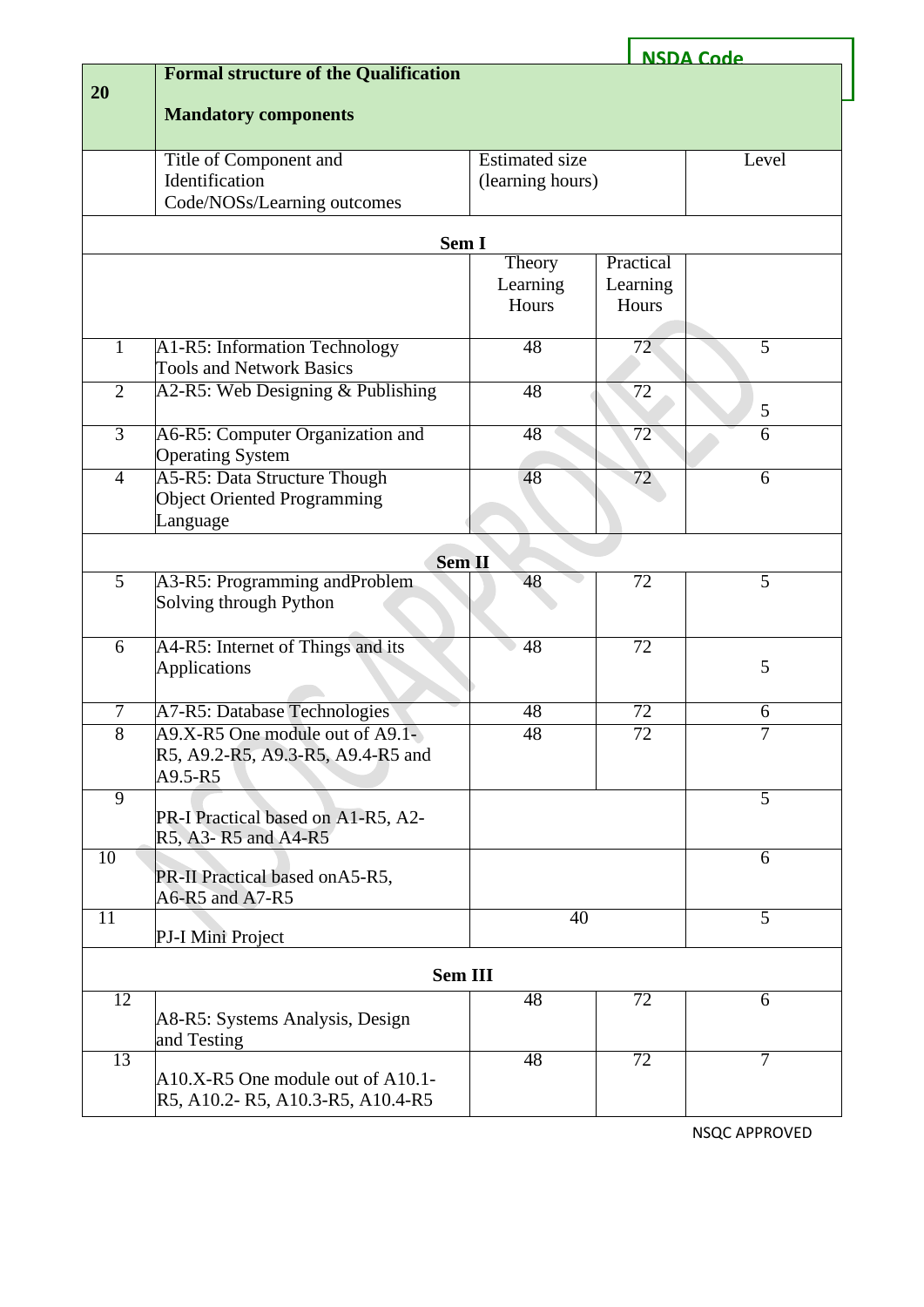NSDA Code

| 20 | **Formal structure of the Qualification**<br><br>**Mandatory components** | | | |
|---|---|---|---|---|
| | Title of Component and Identification Code/NOSs/Learning outcomes | Estimated size (learning hours) | | Level |
| | **Sem I** | | | |
| | | Theory Learning Hours | Practical Learning Hours | |
| 1 | A1-R5: Information Technology Tools and Network Basics | 48 | 72 | 5 |
| 2 | A2-R5: Web Designing & Publishing | 48 | 72 | 5 |
| 3 | A6-R5: Computer Organization and Operating System | 48 | 72 | 6 |
| 4 | A5-R5: Data Structure Though Object Oriented Programming Language | 48 | 72 | 6 |
| | **Sem II** | | | |
| 5 | A3-R5: Programming andProblem Solving through Python | 48 | 72 | 5 |
| 6 | A4-R5: Internet of Things and its Applications | 48 | 72 | 5 |
| 7 | A7-R5: Database Technologies | 48 | 72 | 6 |
| 8 | A9.X-R5 One module out of A9.1-R5, A9.2-R5, A9.3-R5, A9.4-R5 and A9.5-R5 | 48 | 72 | 7 |
| 9 | PR-I Practical based on A1-R5, A2-R5, A3- R5 and A4-R5 | | | 5 |
| 10 | PR-II Practical based onA5-R5, A6-R5 and A7-R5 | | | 6 |
| 11 | PJ-I Mini Project | 40 | | 5 |
| | **Sem III** | | | |
| 12 | A8-R5: Systems Analysis, Design and Testing | 48 | 72 | 6 |
| 13 | A10.X-R5 One module out of A10.1-R5, A10.2- R5, A10.3-R5, A10.4-R5 | 48 | 72 | 7 |

NSQC APPROVED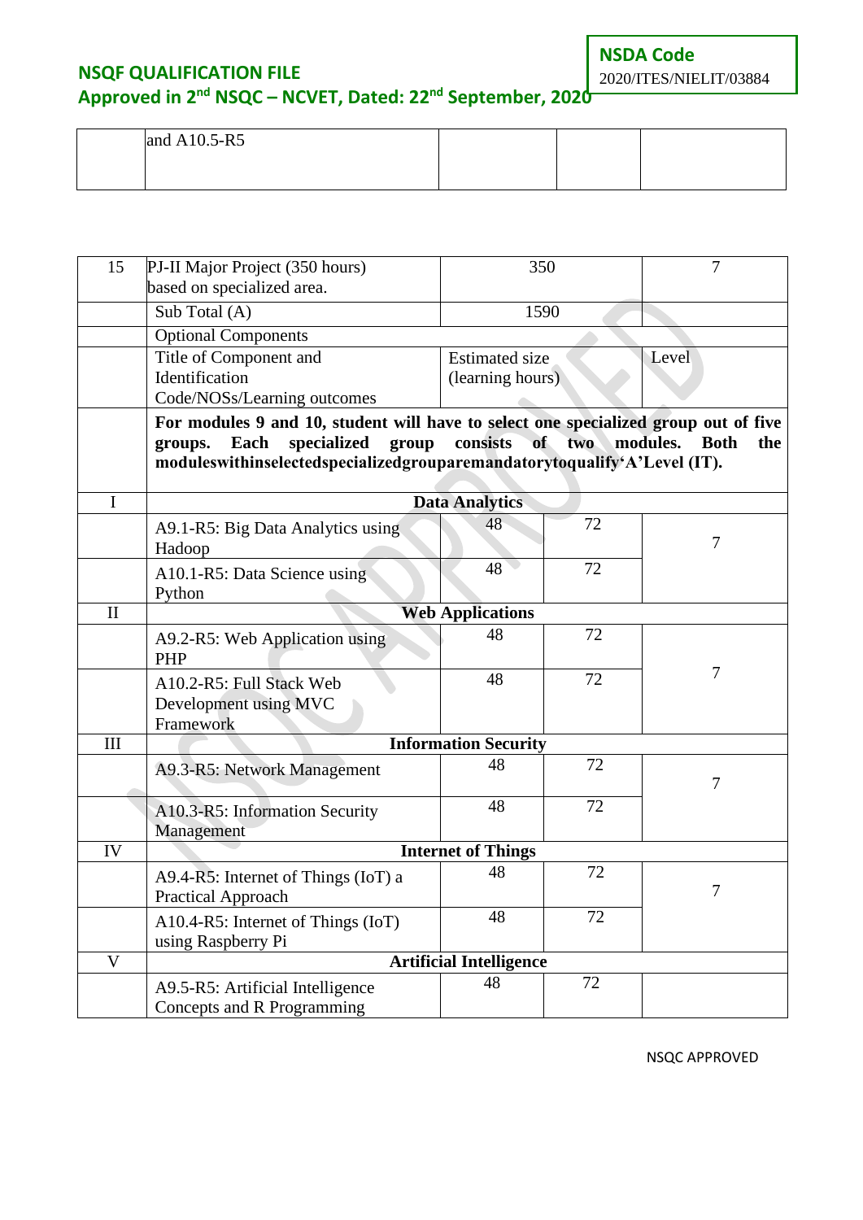| | and A10.5-R5 | | | |
|---|---|---|---|---|

| | | | | |
|---|---|---|---|---|
| 15 | PJ-II Major Project (350 hours) based on specialized area. | 350 | | 7 |
| | Sub Total (A) | 1590 | | |
| | Optional Components | | | |
| | Title of Component and Identification Code/NOSs/Learning outcomes | Estimated size (learning hours) | | Level |
| | **For modules 9 and 10, student will have to select one specialized group out of five groups. Each specialized group consists of two modules. Both the moduleswithinselectedspecializedgroupаremandatorytoqualify'A'Level (IT).** | | | |
| I | **Data Analytics** | | | |
| | A9.1-R5: Big Data Analytics using Hadoop | 48 | 72 | 7 |
| | A10.1-R5: Data Science using Python | 48 | 72 | |
| II | **Web Applications** | | | |
| | A9.2-R5: Web Application using PHP | 48 | 72 | 7 |
| | A10.2-R5: Full Stack Web Development using MVC Framework | 48 | 72 | |
| III | **Information Security** | | | |
| | A9.3-R5: Network Management | 48 | 72 | 7 |
| | A10.3-R5: Information Security Management | 48 | 72 | |
| IV | **Internet of Things** | | | |
| | A9.4-R5: Internet of Things (IoT) a Practical Approach | 48 | 72 | 7 |
| | A10.4-R5: Internet of Things (IoT) using Raspberry Pi | 48 | 72 | |
| V | **Artificial Intelligence** | | | |
| | A9.5-R5: Artificial Intelligence Concepts and R Programming | 48 | 72 | |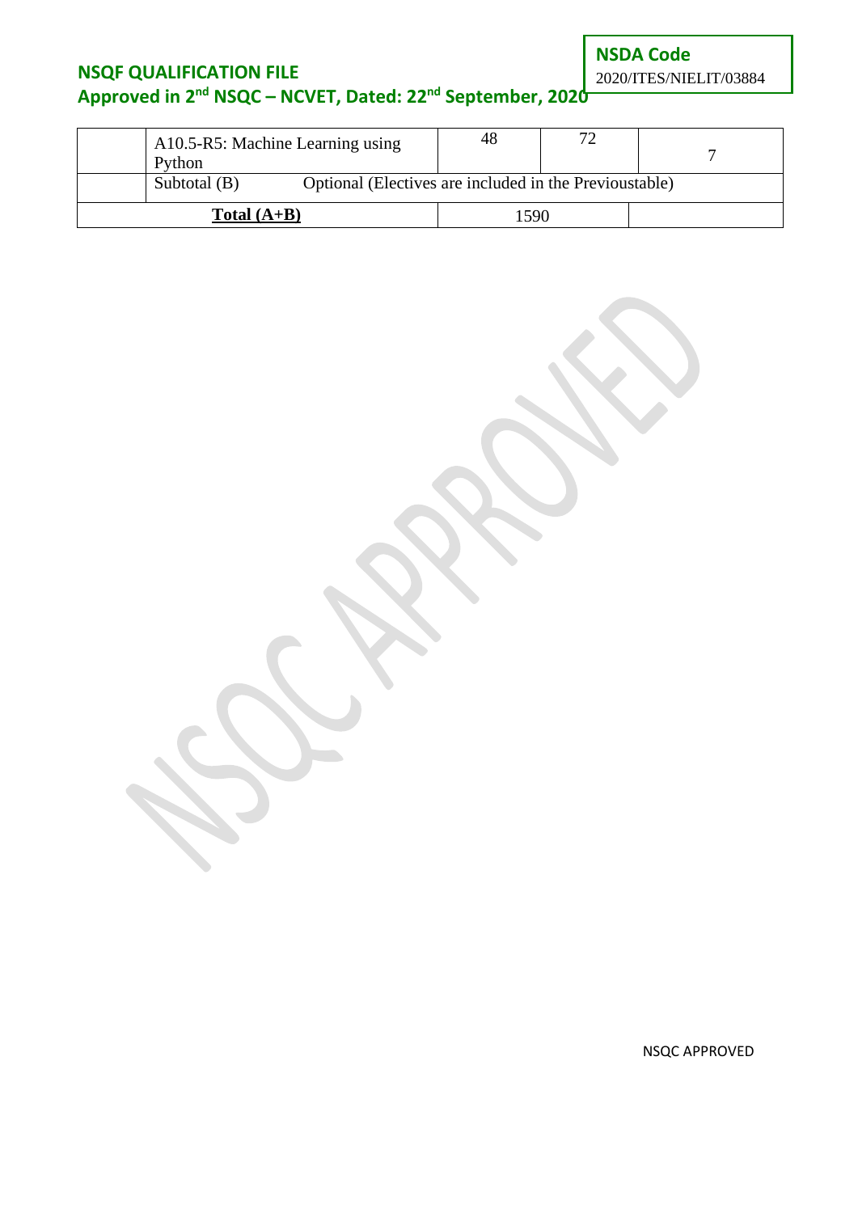| | | | | |
|---|---|---|---|---|
| | A10.5-R5: Machine Learning using Python | 48 | 72 | 7 |
| | Subtotal (B) | Optional (Electives are included in the Previoustable) | | |
| **Total (A+B)** | | 1590 | | |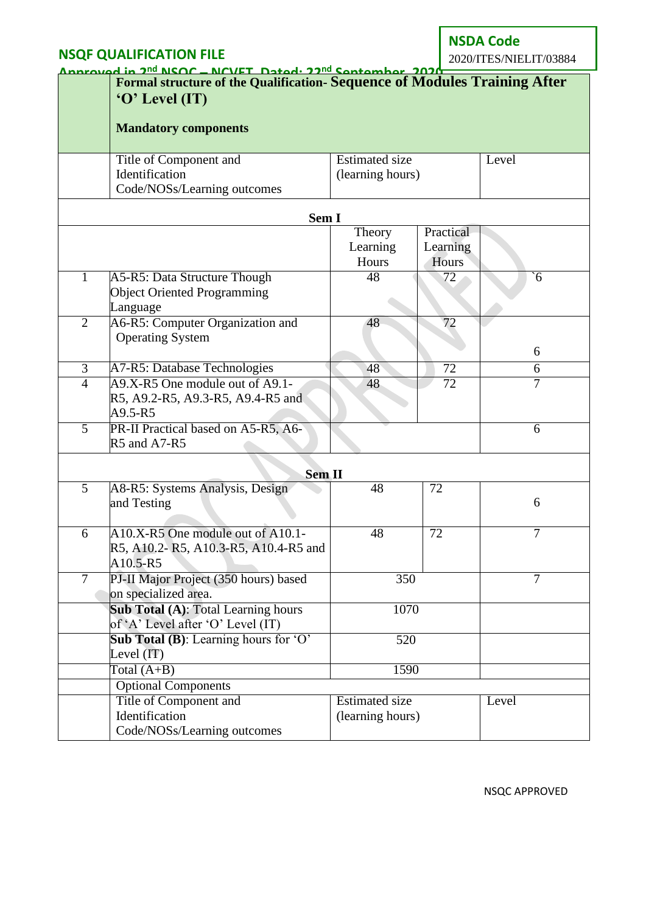| | Formal structure of the Qualification- **Sequence of Modules Training After 'O' Level (IT)**<br><br>**Mandatory components** | | | |
|---|---|---|---|---|
| | Title of Component and Identification Code/NOSs/Learning outcomes | Estimated size (learning hours) | | Level |
| | **Sem I** | | | |
| | | Theory Learning Hours | Practical Learning Hours | |
| 1 | A5-R5: Data Structure Though Object Oriented Programming Language | 48 | 72 | `6 |
| 2 | A6-R5: Computer Organization and Operating System | 48 | 72 | 6 |
| 3 | A7-R5: Database Technologies | 48 | 72 | 6 |
| 4 | A9.X-R5 One module out of A9.1-R5, A9.2-R5, A9.3-R5, A9.4-R5 and A9.5-R5 | 48 | 72 | 7 |
| 5 | PR-II Practical based on A5-R5, A6-R5 and A7-R5 | | | 6 |
| | **Sem II** | | | |
| 5 | A8-R5: Systems Analysis, Design and Testing | 48 | 72 | 6 |
| 6 | A10.X-R5 One module out of A10.1-R5, A10.2- R5, A10.3-R5, A10.4-R5 and A10.5-R5 | 48 | 72 | 7 |
| 7 | PJ-II Major Project (350 hours) based on specialized area. | 350 | | 7 |
| | **Sub Total (A)**: Total Learning hours of 'A' Level after 'O' Level (IT) | 1070 | | |
| | **Sub Total (B)**: Learning hours for 'O' Level (IT) | 520 | | |
| | Total (A+B) | 1590 | | |
| | Optional Components | | | |
| | Title of Component and Identification Code/NOSs/Learning outcomes | Estimated size (learning hours) | | Level |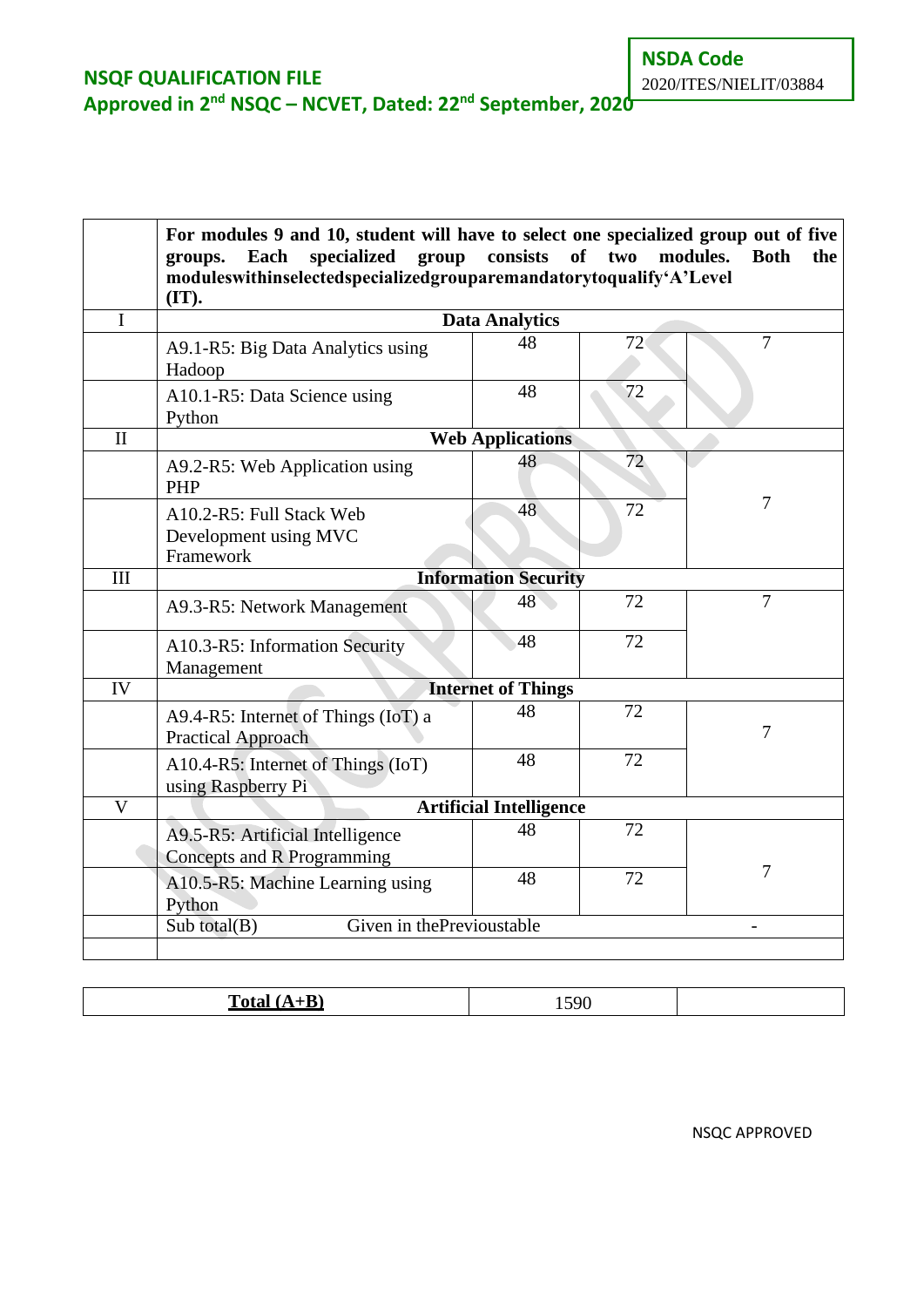| | | | | |
|---|---|---|---|---|
| | **For modules 9 and 10, student will have to select one specialized group out of five groups. Each specialized group consists of two modules. Both the moduleswithinselectedspecializedgroupare mandatorytoqualify'A'Level (IT).** | | | |
| I | **Data Analytics** | | | |
| | A9.1-R5: Big Data Analytics using Hadoop | 48 | 72 | 7 |
| | A10.1-R5: Data Science using Python | 48 | 72 | |
| II | **Web Applications** | | | |
| | A9.2-R5: Web Application using PHP | 48 | 72 | 7 |
| | A10.2-R5: Full Stack Web Development using MVC Framework | 48 | 72 | |
| III | **Information Security** | | | |
| | A9.3-R5: Network Management | 48 | 72 | 7 |
| | A10.3-R5: Information Security Management | 48 | 72 | |
| IV | **Internet of Things** | | | |
| | A9.4-R5: Internet of Things (IoT) a Practical Approach | 48 | 72 | 7 |
| | A10.4-R5: Internet of Things (IoT) using Raspberry Pi | 48 | 72 | |
| V | **Artificial Intelligence** | | | |
| | A9.5-R5: Artificial Intelligence Concepts and R Programming | 48 | 72 | 7 |
| | A10.5-R5: Machine Learning using Python | 48 | 72 | |
| | Sub total(B) Given in thePrevioustable | | | - |
| | | | | |

| **Total (A+B)** | 1590 | |
|---|---|---|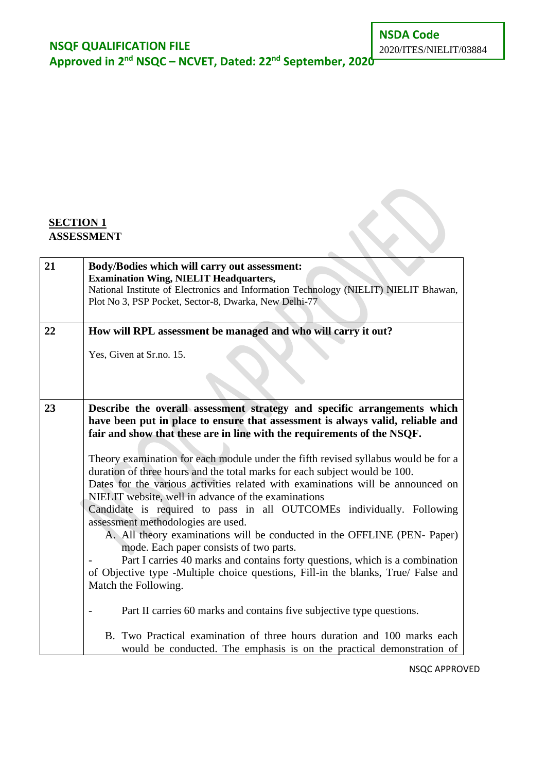**SECTION 1**
**ASSESSMENT**

| | |
|---|---|
| **21** | **Body/Bodies which will carry out assessment:** **Examination Wing, NIELIT Headquarters,** National Institute of Electronics and Information Technology (NIELIT) NIELIT Bhawan, Plot No 3, PSP Pocket, Sector-8, Dwarka, New Delhi-77 |
| **22** | **How will RPL assessment be managed and who will carry it out?** Yes, Given at Sr.no. 15. |
| **23** | **Describe the overall assessment strategy and specific arrangements which have been put in place to ensure that assessment is always valid, reliable and fair and show that these are in line with the requirements of the NSQF.** Theory examination for each module under the fifth revised syllabus would be for a duration of three hours and the total marks for each subject would be 100. Dates for the various activities related with examinations will be announced on NIELIT website, well in advance of the examinations Candidate is required to pass in all OUTCOMEs individually. Following assessment methodologies are used. A. All theory examinations will be conducted in the OFFLINE (PEN- Paper) mode. Each paper consists of two parts. - Part I carries 40 marks and contains forty questions, which is a combination of Objective type -Multiple choice questions, Fill-in the blanks, True/ False and Match the Following. - Part II carries 60 marks and contains five subjective type questions. B. Two Practical examination of three hours duration and 100 marks each would be conducted. The emphasis is on the practical demonstration of |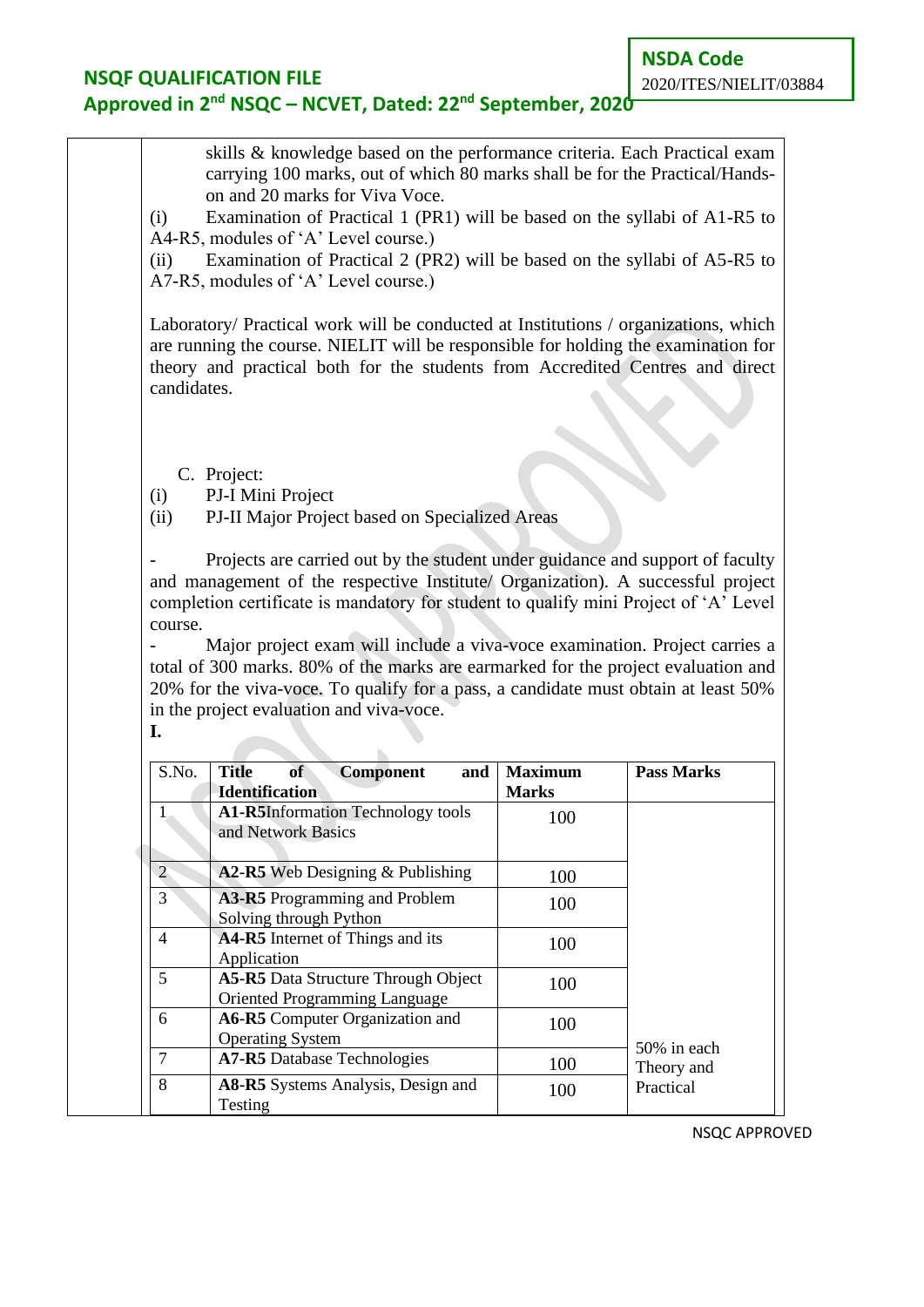skills & knowledge based on the performance criteria. Each Practical exam carrying 100 marks, out of which 80 marks shall be for the Practical/Hands-on and 20 marks for Viva Voce.

(i) Examination of Practical 1 (PR1) will be based on the syllabi of A1-R5 to A4-R5, modules of 'A' Level course.)

(ii) Examination of Practical 2 (PR2) will be based on the syllabi of A5-R5 to A7-R5, modules of 'A' Level course.)

Laboratory/ Practical work will be conducted at Institutions / organizations, which are running the course. NIELIT will be responsible for holding the examination for theory and practical both for the students from Accredited Centres and direct candidates.

C. Project:

(i) PJ-I Mini Project

(ii) PJ-II Major Project based on Specialized Areas

- Projects are carried out by the student under guidance and support of faculty and management of the respective Institute/ Organization). A successful project completion certificate is mandatory for student to qualify mini Project of 'A' Level course.

- Major project exam will include a viva-voce examination. Project carries a total of 300 marks. 80% of the marks are earmarked for the project evaluation and 20% for the viva-voce. To qualify for a pass, a candidate must obtain at least 50% in the project evaluation and viva-voce.

**I.**

| S.No. | **Title of Component and Identification** | **Maximum Marks** | **Pass Marks** |
|---|---|---|---|
| 1 | **A1-R5**Information Technology tools and Network Basics | 100 | 50% in each Theory and Practical |
| 2 | **A2-R5** Web Designing & Publishing | 100 | |
| 3 | **A3-R5** Programming and Problem Solving through Python | 100 | |
| 4 | **A4-R5** Internet of Things and its Application | 100 | |
| 5 | **A5-R5** Data Structure Through Object Oriented Programming Language | 100 | |
| 6 | **A6-R5** Computer Organization and Operating System | 100 | |
| 7 | **A7-R5** Database Technologies | 100 | |
| 8 | **A8-R5** Systems Analysis, Design and Testing | 100 | |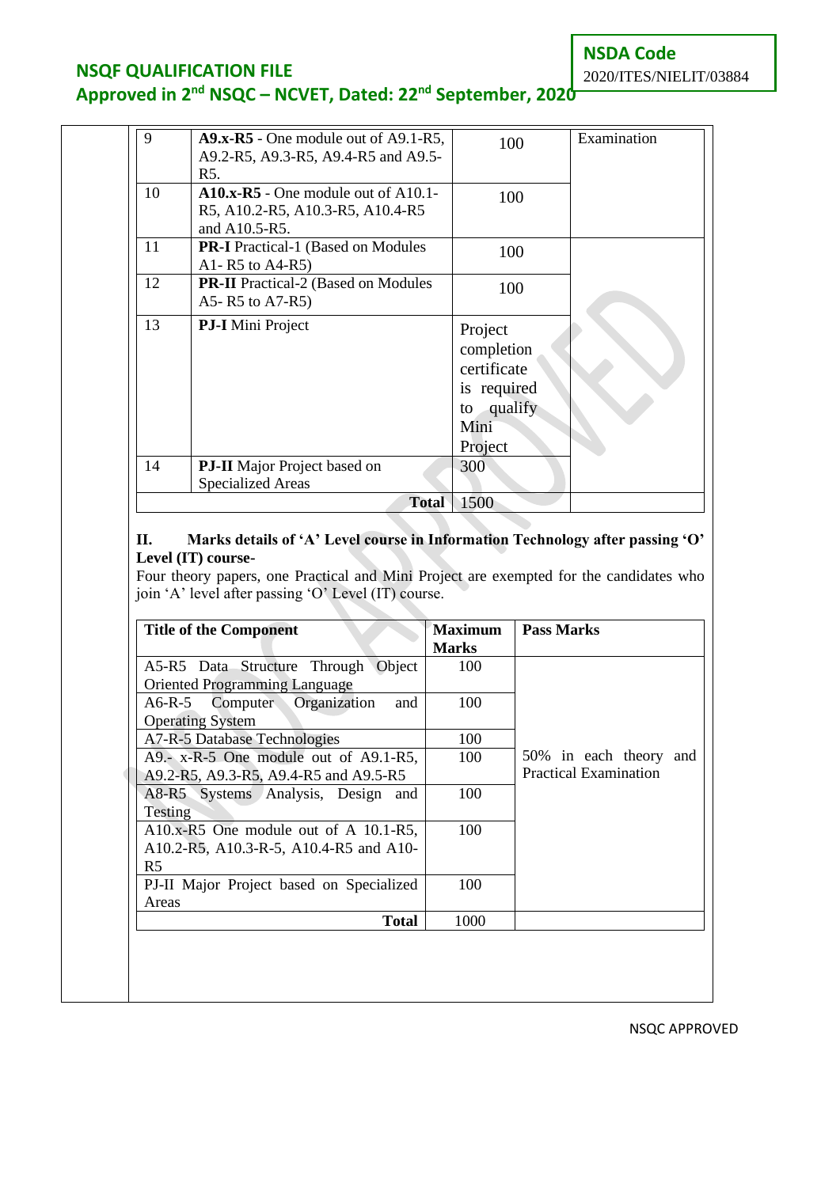| 9 | **A9.x-R5** - One module out of A9.1-R5, A9.2-R5, A9.3-R5, A9.4-R5 and A9.5-R5. | 100 | Examination |
|---|---|---|---|
| 10 | **A10.x-R5** - One module out of A10.1-R5, A10.2-R5, A10.3-R5, A10.4-R5 and A10.5-R5. | 100 | |
| 11 | **PR-I** Practical-1 (Based on Modules A1- R5 to A4-R5) | 100 | |
| 12 | **PR-II** Practical-2 (Based on Modules A5- R5 to A7-R5) | 100 | |
| 13 | **PJ-I** Mini Project | Project completion certificate is required to qualify Mini Project | |
| 14 | **PJ-II** Major Project based on Specialized Areas | 300 | |
| | **Total** | 1500 | |

**II. Marks details of 'A' Level course in Information Technology after passing 'O' Level (IT) course-**

Four theory papers, one Practical and Mini Project are exempted for the candidates who join 'A' level after passing 'O' Level (IT) course.

| Title of the Component | Maximum Marks | Pass Marks |
|---|---|---|
| A5-R5 Data Structure Through Object Oriented Programming Language | 100 | 50% in each theory and Practical Examination |
| A6-R-5 Computer Organization and Operating System | 100 | |
| A7-R-5 Database Technologies | 100 | |
| A9.- x-R-5 One module out of A9.1-R5, A9.2-R5, A9.3-R5, A9.4-R5 and A9.5-R5 | 100 | |
| A8-R5 Systems Analysis, Design and Testing | 100 | |
| A10.x-R5 One module out of A 10.1-R5, A10.2-R5, A10.3-R-5, A10.4-R5 and A10-R5 | 100 | |
| PJ-II Major Project based on Specialized Areas | 100 | |
| **Total** | 1000 | |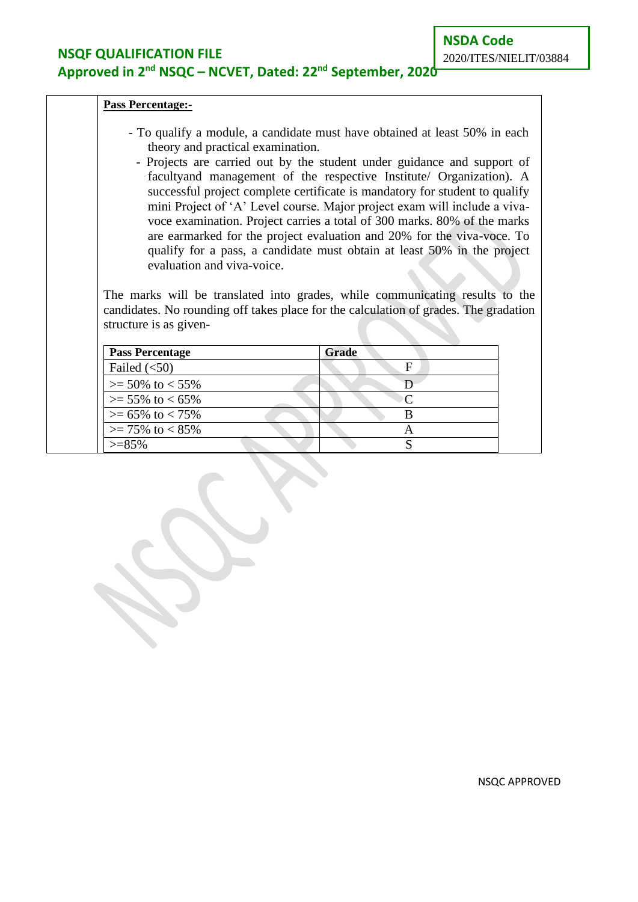**Pass Percentage:-**

- To qualify a module, a candidate must have obtained at least 50% in each theory and practical examination.
- Projects are carried out by the student under guidance and support of facultyand management of the respective Institute/ Organization). A successful project complete certificate is mandatory for student to qualify mini Project of 'A' Level course. Major project exam will include a viva-voce examination. Project carries a total of 300 marks. 80% of the marks are earmarked for the project evaluation and 20% for the viva-voce. To qualify for a pass, a candidate must obtain at least 50% in the project evaluation and viva-voice.

The marks will be translated into grades, while communicating results to the candidates. No rounding off takes place for the calculation of grades. The gradation structure is as given-

| Pass Percentage | Grade |
|---|---|
| Failed (<50) | F |
| >= 50% to < 55% | D |
| >= 55% to < 65% | C |
| >= 65% to < 75% | B |
| >= 75% to < 85% | A |
| >=85% | S |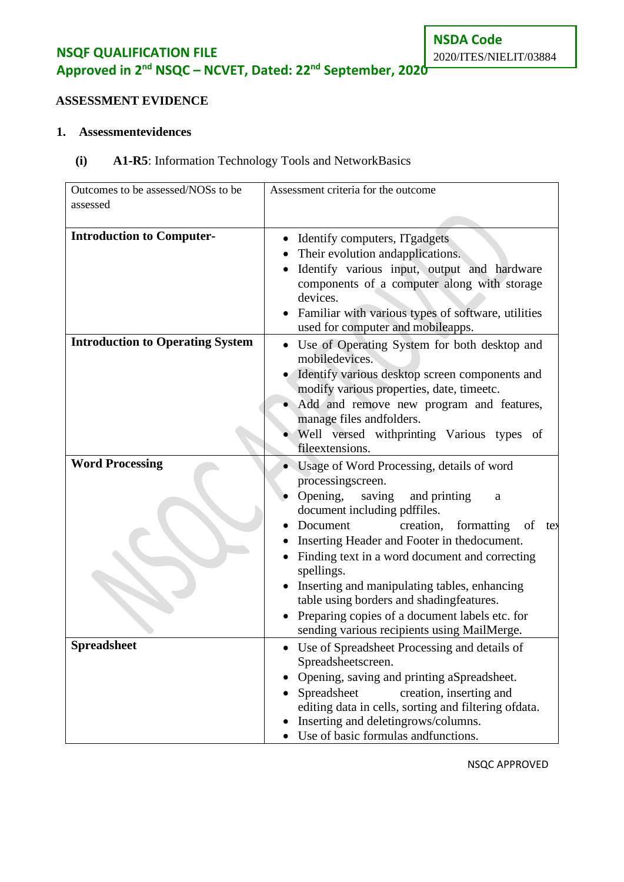## ASSESSMENT EVIDENCE

### 1. Assessmentevidences

**(i) A1-R5**: Information Technology Tools and NetworkBasics

| Outcomes to be assessed/NOSs to be assessed | Assessment criteria for the outcome |
|---|---|
| **Introduction to Computer-** | • Identify computers, ITgadgets<br>• Their evolution andapplications.<br>• Identify various input, output and hardware components of a computer along with storage devices.<br>• Familiar with various types of software, utilities used for computer and mobileapps. |
| **Introduction to Operating System** | • Use of Operating System for both desktop and mobiledevices.<br>• Identify various desktop screen components and modify various properties, date, timeetc.<br>• Add and remove new program and features, manage files andfolders.<br>• Well versed withprinting Various types of fileextensions. |
| **Word Processing** | • Usage of Word Processing, details of word processingscreen.<br>• Opening, saving and printing a document including pdffiles.<br>• Document creation, formatting of tex<br>• Inserting Header and Footer in thedocument.<br>• Finding text in a word document and correcting spellings.<br>• Inserting and manipulating tables, enhancing table using borders and shadingfeatures.<br>• Preparing copies of a document labels etc. for sending various recipients using MailMerge. |
| **Spreadsheet** | • Use of Spreadsheet Processing and details of Spreadsheetscreen.<br>• Opening, saving and printing aSpreadsheet.<br>• Spreadsheet creation, inserting and editing data in cells, sorting and filtering ofdata.<br>• Inserting and deletingrows/columns.<br>• Use of basic formulas andfunctions. |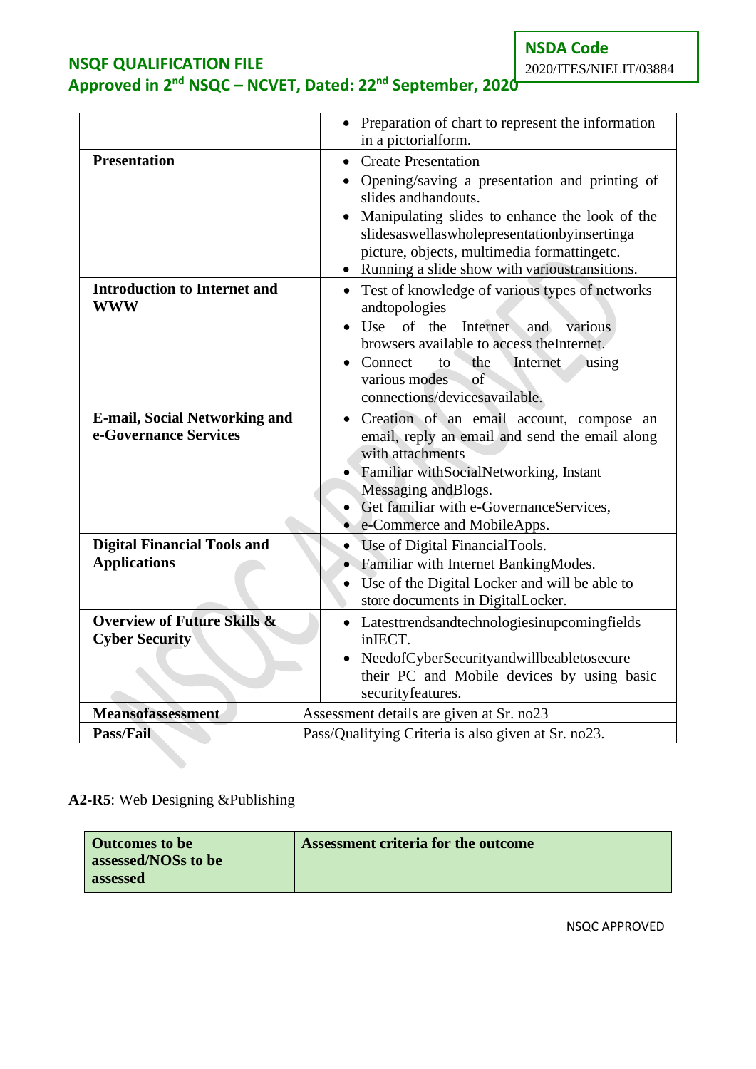| | |
|---|---|
| | • Preparation of chart to represent the information in a pictorialform. |
| **Presentation** | • Create Presentation<br>• Opening/saving a presentation and printing of slides andhandouts.<br>• Manipulating slides to enhance the look of the slidesaswellaswholepresentationbyinsertinga picture, objects, multimedia formattingetc.<br>• Running a slide show with varioustransitions. |
| **Introduction to Internet and WWW** | • Test of knowledge of various types of networks andtopologies<br>• Use of the Internet and various browsers available to access theInternet.<br>• Connect to the Internet using various modes of connections/devicesavailable. |
| **E-mail, Social Networking and e-Governance Services** | • Creation of an email account, compose an email, reply an email and send the email along with attachments<br>• Familiar withSocialNetworking, Instant Messaging andBlogs.<br>• Get familiar with e-GovernanceServices,<br>• e-Commerce and MobileApps. |
| **Digital Financial Tools and Applications** | • Use of Digital FinancialTools.<br>• Familiar with Internet BankingModes.<br>• Use of the Digital Locker and will be able to store documents in DigitalLocker. |
| **Overview of Future Skills & Cyber Security** | • Latesttrendsandtechnologiesinupcomingfields inIECT.<br>• NeedofCyberSecurityandwillbeabletosecure their PC and Mobile devices by using basic securityfeatures. |
| **Meansofassessment** | Assessment details are given at Sr. no23 |
| **Pass/Fail** | Pass/Qualifying Criteria is also given at Sr. no23. |

**A2-R5**: Web Designing &Publishing

| **Outcomes to be assessed/NOSs to be assessed** | **Assessment criteria for the outcome** |
|---|---|

NSQC APPROVED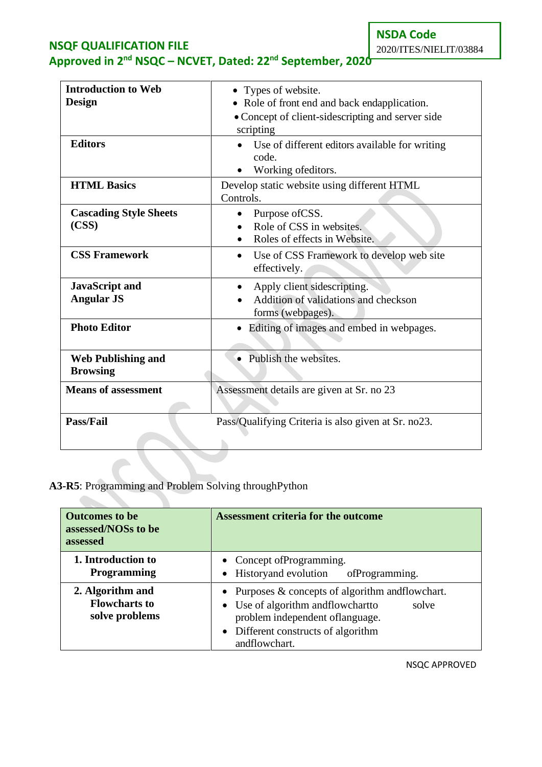| Introduction to Web Design | • Types of website.<br>• Role of front end and back endapplication.<br>• Concept of client-sidescripting and server side scripting |
|---|---|
| Editors | • Use of different editors available for writing code.<br>• Working ofeditors. |
| HTML Basics | Develop static website using different HTML Controls. |
| Cascading Style Sheets (CSS) | • Purpose ofCSS.<br>• Role of CSS in websites.<br>• Roles of effects in Website. |
| CSS Framework | • Use of CSS Framework to develop web site effectively. |
| JavaScript and Angular JS | • Apply client sidescripting.<br>• Addition of validations and checkson forms (webpages). |
| Photo Editor | • Editing of images and embed in webpages. |
| Web Publishing and Browsing | • Publish the websites. |
| Means of assessment | Assessment details are given at Sr. no 23 |
| Pass/Fail | Pass/Qualifying Criteria is also given at Sr. no23. |

**A3-R5**: Programming and Problem Solving throughPython

| Outcomes to be assessed/NOSs to be assessed | Assessment criteria for the outcome |
|---|---|
| 1. Introduction to Programming | • Concept ofProgramming.<br>• Historyand evolution ofProgramming. |
| 2. Algorithm and Flowcharts to solve problems | • Purposes & concepts of algorithm andflowchart.<br>• Use of algorithm andflowchartto solve problem independent oflanguage.<br>• Different constructs of algorithm andflowchart. |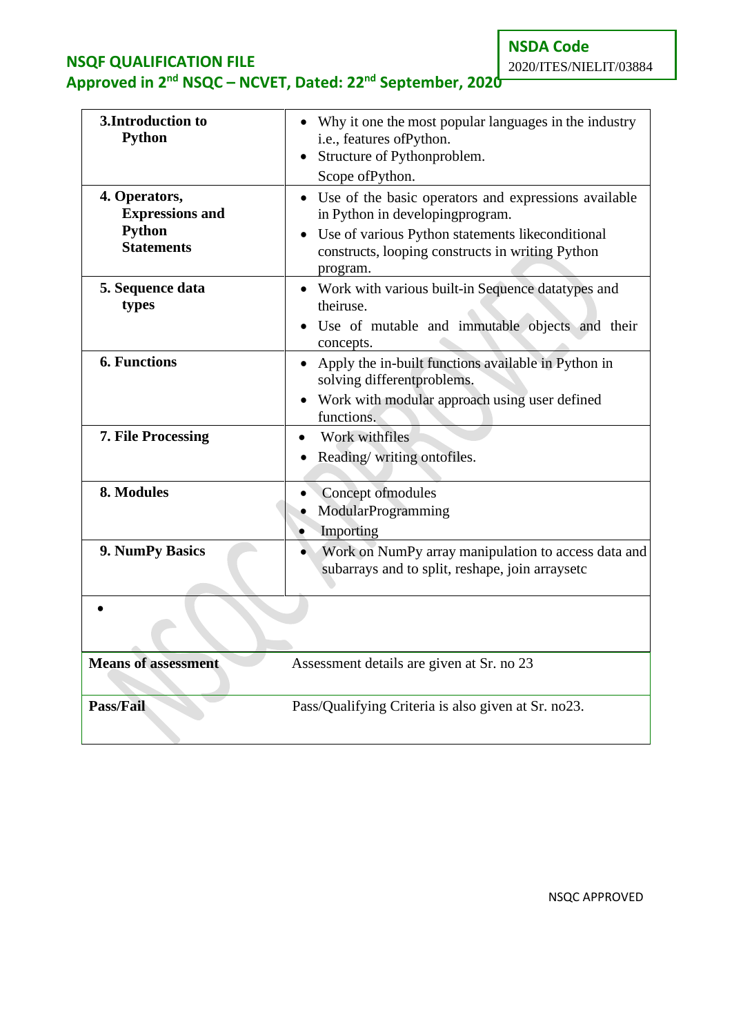| 3.Introduction to Python | • Why it one the most popular languages in the industry i.e., features ofPython.<br>• Structure of Pythonproblem.<br>Scope ofPython. |
|---|---|
| 4. Operators, Expressions and Python Statements | • Use of the basic operators and expressions available in Python in developingprogram.<br>• Use of various Python statements likeconditional constructs, looping constructs in writing Python program. |
| 5. Sequence data types | • Work with various built-in Sequence datatypes and theiruse.<br>• Use of mutable and immutable objects and their concepts. |
| 6. Functions | • Apply the in-built functions available in Python in solving differentproblems.<br>• Work with modular approach using user defined functions. |
| 7. File Processing | • Work withfiles<br>• Reading/ writing ontofiles. |
| 8. Modules | • Concept ofmodules<br>• ModularProgramming<br>• Importing |
| 9. NumPy Basics | • Work on NumPy array manipulation to access data and subarrays and to split, reshape, join arraysetc |
| • | |
| **Means of assessment** | Assessment details are given at Sr. no 23 |
| **Pass/Fail** | Pass/Qualifying Criteria is also given at Sr. no23. |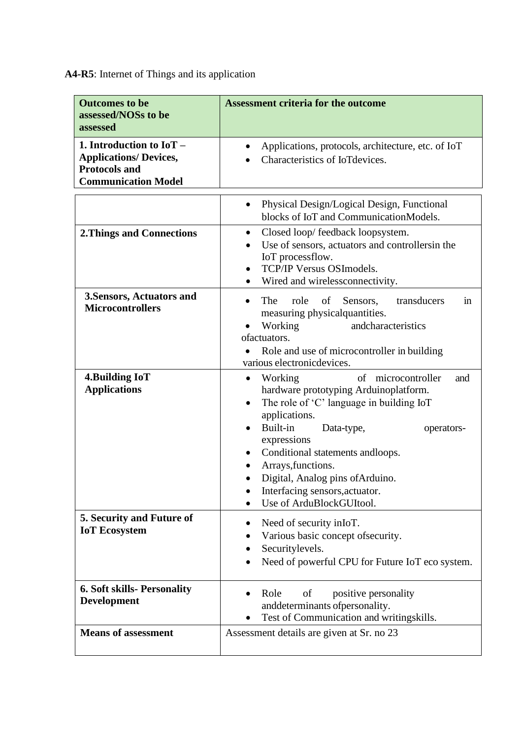**A4-R5**: Internet of Things and its application

| **Outcomes to be assessed/NOSs to be assessed** | **Assessment criteria for the outcome** |
|---|---|
| **1. Introduction to IoT – Applications/ Devices, Protocols and Communication Model** | • Applications, protocols, architecture, etc. of IoT<br>• Characteristics of IoTdevices.<br>• Physical Design/Logical Design, Functional blocks of IoT and CommunicationModels. |
| **2.Things and Connections** | • Closed loop/ feedback loopsystem.<br>• Use of sensors, actuators and controllersin the IoT processflow.<br>• TCP/IP Versus OSImodels.<br>• Wired and wirelessconnectivity. |
| **3.Sensors, Actuators and Microcontrollers** | • The role of Sensors, transducers in measuring physicalquantities.<br>• Working andcharacteristics ofactuators.<br>• Role and use of microcontroller in building various electronicdevices. |
| **4.Building IoT Applications** | • Working of microcontroller and hardware prototyping Arduinoplatform.<br>• The role of 'C' language in building IoT applications.<br>• Built-in Data-type, operators-expressions<br>• Conditional statements andloops.<br>• Arrays,functions.<br>• Digital, Analog pins ofArduino.<br>• Interfacing sensors,actuator.<br>• Use of ArduBlockGUItool. |
| **5. Security and Future of IoT Ecosystem** | • Need of security inIoT.<br>• Various basic concept ofsecurity.<br>• Securitylevels.<br>• Need of powerful CPU for Future IoT eco system. |
| **6. Soft skills- Personality Development** | • Role of positive personality anddeterminants ofpersonality.<br>• Test of Communication and writingskills. |
| **Means of assessment** | Assessment details are given at Sr. no 23 |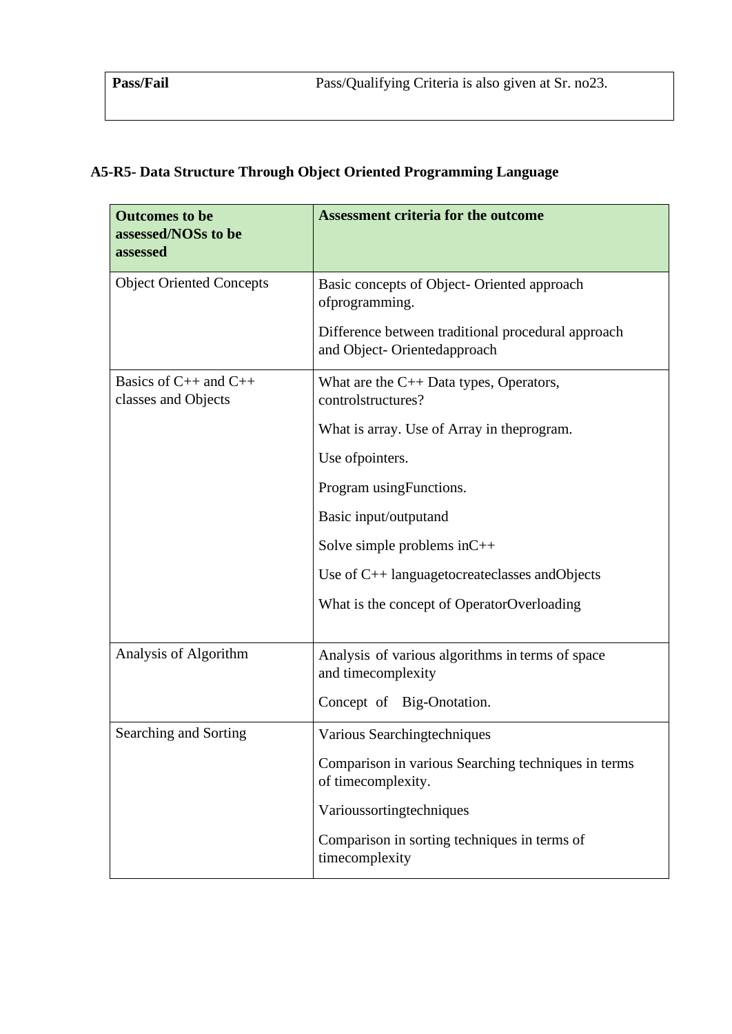| Pass/Fail | Pass/Qualifying Criteria is also given at Sr. no23. |
|---|---|

**A5-R5- Data Structure Through Object Oriented Programming Language**

| Outcomes to be assessed/NOSs to be assessed | Assessment criteria for the outcome |
|---|---|
| Object Oriented Concepts | Basic concepts of Object- Oriented approach ofprogramming.<br>Difference between traditional procedural approach and Object- Orientedapproach |
| Basics of C++ and C++ classes and Objects | What are the C++ Data types, Operators, controlstructures?<br>What is array. Use of Array in theprogram.<br>Use ofpointers.<br>Program usingFunctions.<br>Basic input/outputand<br>Solve simple problems inC++<br>Use of C++ languagetocreateclasses andObjects<br>What is the concept of OperatorOverloading |
| Analysis of Algorithm | Analysis of various algorithms in terms of space and timecomplexity<br>Concept of Big-Onotation. |
| Searching and Sorting | Various Searchingtechniques<br>Comparison in various Searching techniques in terms of timecomplexity.<br>Varioussortingtechniques<br>Comparison in sorting techniques in terms of timecomplexity |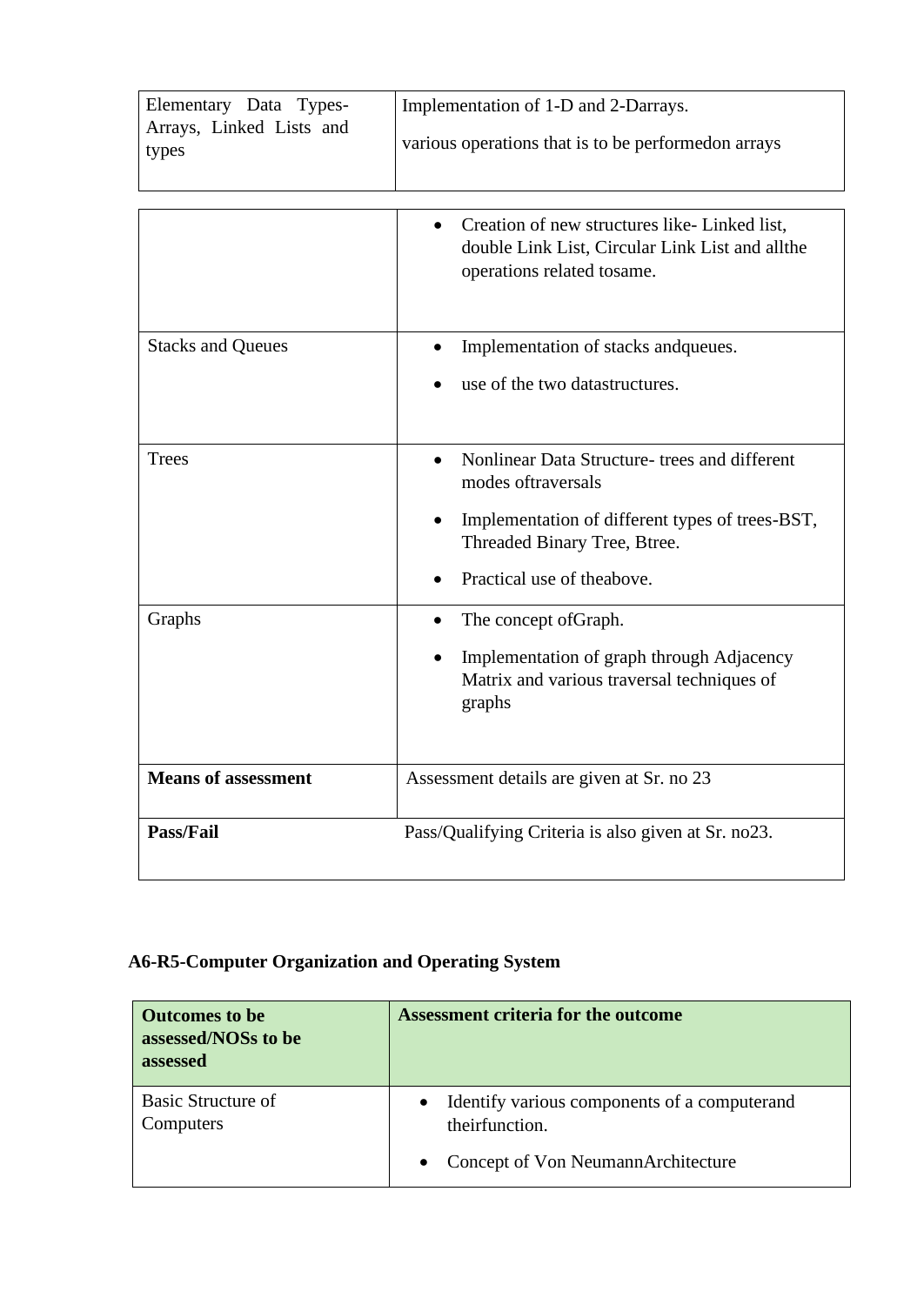| | |
|---|---|
| Elementary Data Types- Arrays, Linked Lists and types | Implementation of 1-D and 2-Darrays.<br><br>various operations that is to be performedon arrays |
| | • Creation of new structures like- Linked list, double Link List, Circular Link List and allthe operations related tosame. |
| Stacks and Queues | • Implementation of stacks andqueues.<br>• use of the two datastructures. |
| Trees | • Nonlinear Data Structure- trees and different modes oftraversals<br>• Implementation of different types of trees-BST, Threaded Binary Tree, Btree.<br>• Practical use of theabove. |
| Graphs | • The concept ofGraph.<br>• Implementation of graph through Adjacency Matrix and various traversal techniques of graphs |
| **Means of assessment** | Assessment details are given at Sr. no 23 |
| **Pass/Fail** | Pass/Qualifying Criteria is also given at Sr. no23. |

**A6-R5-Computer Organization and Operating System**

| **Outcomes to be assessed/NOSs to be assessed** | **Assessment criteria for the outcome** |
|---|---|
| Basic Structure of Computers | • Identify various components of a computerand theirfunction.<br>• Concept of Von NeumannArchitecture |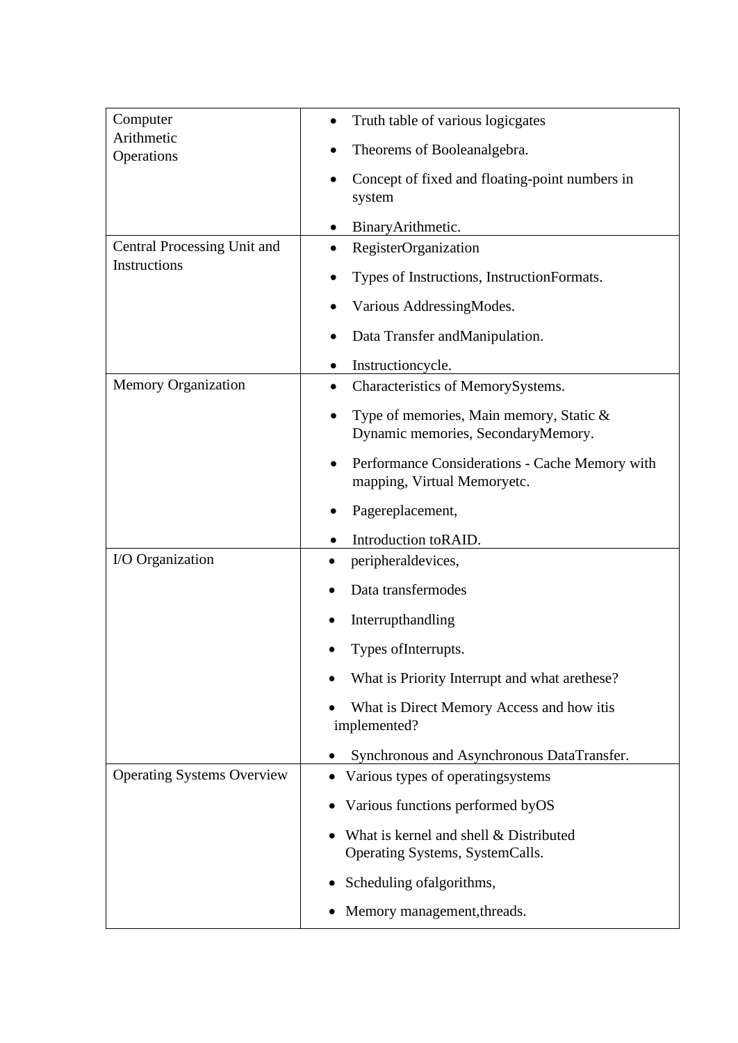| | |
|---|---|
| Computer Arithmetic Operations | • Truth table of various logicgates<br>• Theorems of Booleanalgebra.<br>• Concept of fixed and floating-point numbers in system<br>• BinaryArithmetic. |
| Central Processing Unit and Instructions | • RegisterOrganization<br>• Types of Instructions, InstructionFormats.<br>• Various AddressingModes.<br>• Data Transfer andManipulation.<br>• Instructioncycle. |
| Memory Organization | • Characteristics of MemorySystems.<br>• Type of memories, Main memory, Static & Dynamic memories, SecondaryMemory.<br>• Performance Considerations - Cache Memory with mapping, Virtual Memoryetc.<br>• Pagereplacement,<br>• Introduction toRAID. |
| I/O Organization | • peripheraldevices,<br>• Data transfermodes<br>• Interrupthandling<br>• Types ofInterrupts.<br>• What is Priority Interrupt and what arethese?<br>• What is Direct Memory Access and how itis implemented?<br>• Synchronous and Asynchronous DataTransfer. |
| Operating Systems Overview | • Various types of operatingsystems<br>• Various functions performed byOS<br>• What is kernel and shell & Distributed Operating Systems, SystemCalls.<br>• Scheduling ofalgorithms,<br>• Memory management,threads. |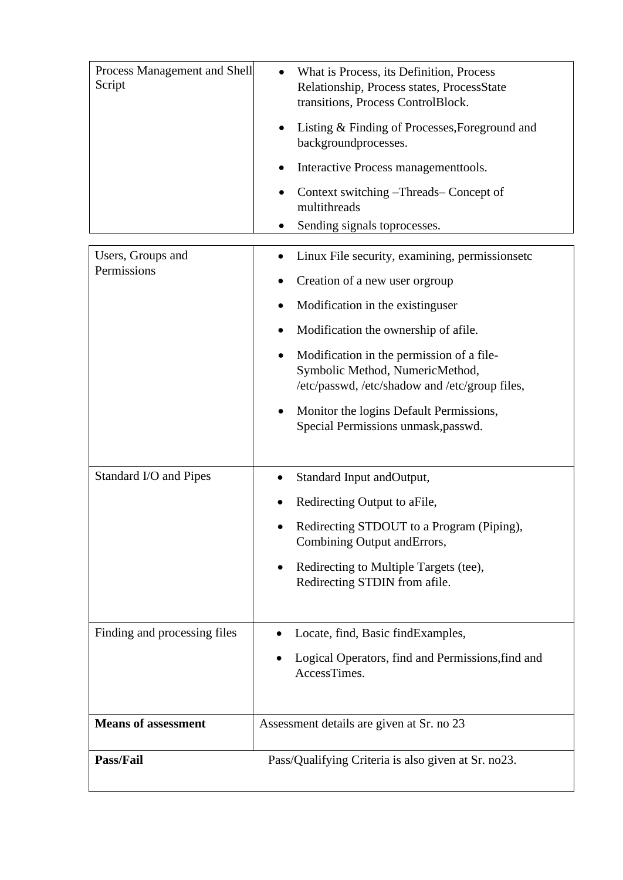| | |
|---|---|
| Process Management and Shell Script | • What is Process, its Definition, Process Relationship, Process states, ProcessState transitions, Process ControlBlock.<br>• Listing & Finding of Processes,Foreground and backgroundprocesses.<br>• Interactive Process managementtools.<br>• Context switching –Threads– Concept of multithreads<br>• Sending signals toprocesses. |

| | |
|---|---|
| Users, Groups and Permissions | • Linux File security, examining, permissionsetc<br>• Creation of a new user orgroup<br>• Modification in the existinguser<br>• Modification the ownership of afile.<br>• Modification in the permission of a file- Symbolic Method, NumericMethod, /etc/passwd, /etc/shadow and /etc/group files,<br>• Monitor the logins Default Permissions, Special Permissions unmask,passwd. |
| Standard I/O and Pipes | • Standard Input andOutput,<br>• Redirecting Output to aFile,<br>• Redirecting STDOUT to a Program (Piping), Combining Output andErrors,<br>• Redirecting to Multiple Targets (tee), Redirecting STDIN from afile. |
| Finding and processing files | • Locate, find, Basic findExamples,<br>• Logical Operators, find and Permissions,find and AccessTimes. |
| **Means of assessment** | Assessment details are given at Sr. no 23 |
| **Pass/Fail** | Pass/Qualifying Criteria is also given at Sr. no23. |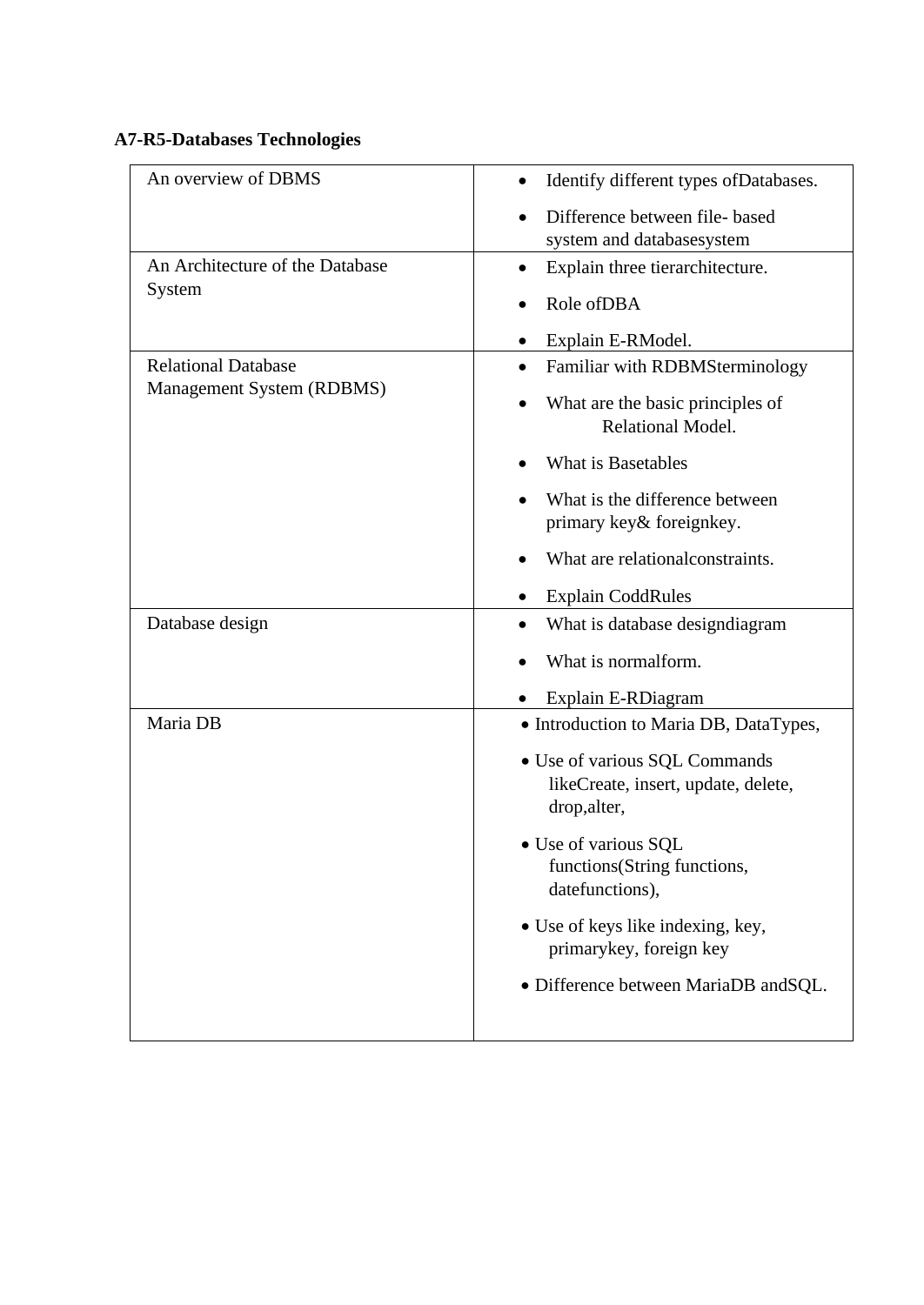**A7-R5-Databases Technologies**

| | |
|---|---|
| An overview of DBMS | • Identify different types ofDatabases.<br>• Difference between file- based system and databasesystem |
| An Architecture of the Database System | • Explain three tierarchitecture.<br>• Role ofDBA<br>• Explain E-RModel. |
| Relational Database Management System (RDBMS) | • Familiar with RDBMSterminology<br>• What are the basic principles of Relational Model.<br>• What is Basetables<br>• What is the difference between primary key& foreignkey.<br>• What are relationalconstraints.<br>• Explain CoddRules |
| Database design | • What is database designdiagram<br>• What is normalform.<br>• Explain E-RDiagram |
| Maria DB | • Introduction to Maria DB, DataTypes,<br>• Use of various SQL Commands likeCreate, update, delete, drop,alter,<br>• Use of various SQL functions(String functions, datefunctions),<br>• Use of keys like indexing, key, primarykey, foreign key<br>• Difference between MariaDB andSQL. |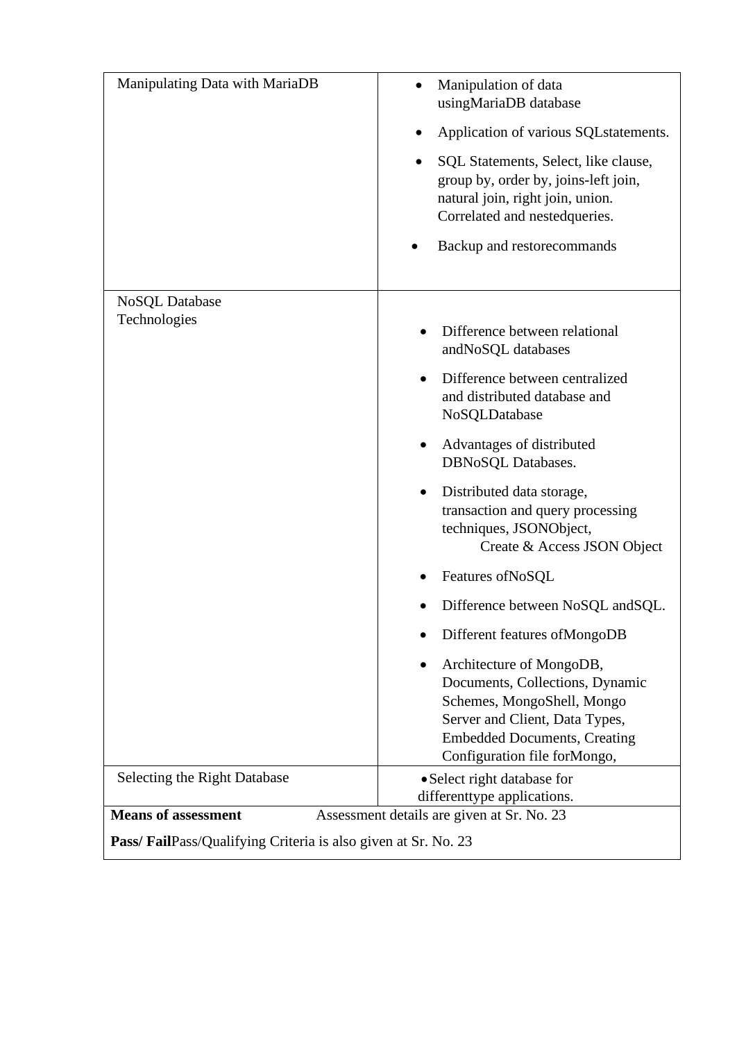| | |
|---|---|
| Manipulating Data with MariaDB | • Manipulation of data usingMariaDB database<br>• Application of various SQLstatements.<br>• SQL Statements, Select, like clause, group by, order by, joins-left join, natural join, right join, union. Correlated and nestedqueries.<br>• Backup and restorecommands |
| NoSQL Database Technologies | • Difference between relational andNoSQL databases<br>• Difference between centralized and distributed database and NoSQLDatabase<br>• Advantages of distributed DBNoSQL Databases.<br>• Distributed data storage, transaction and query processing techniques, JSONObject, Create & Access JSON Object<br>• Features ofNoSQL<br>• Difference between NoSQL andSQL.<br>• Different features ofMongoDB<br>• Architecture of MongoDB, Documents, Collections, Dynamic Schemes, MongoShell, Mongo Server and Client, Data Types, Embedded Documents, Creating Configuration file forMongo, |
| Selecting the Right Database | • Select right database for differenttype applications. |
| **Means of assessment** | Assessment details are given at Sr. No. 23 |
| **Pass/ Fail**Pass/Qualifying Criteria is also given at Sr. No. 23 | |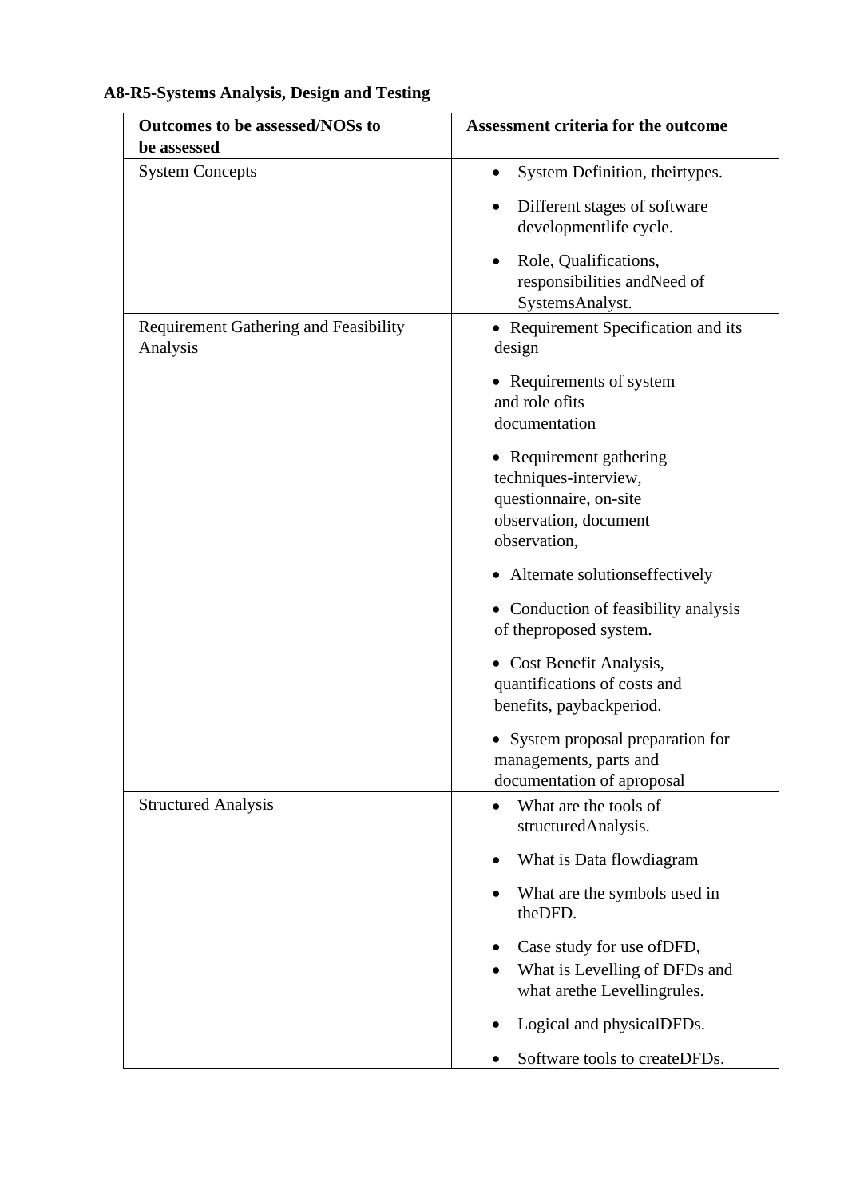**A8-R5-Systems Analysis, Design and Testing**

| Outcomes to be assessed/NOSs to be assessed | Assessment criteria for the outcome |
|---|---|
| System Concepts | • System Definition, theirtypes.<br>• Different stages of software developmentlife cycle.<br>• Role, Qualifications, responsibilities andNeed of SystemsAnalyst. |
| Requirement Gathering and Feasibility Analysis | • Requirement Specification and its design<br>• Requirements of system and role ofits documentation<br>• Requirement gathering techniques-interview, questionnaire, on-site observation, document observation,<br>• Alternate solutionseffectively<br>• Conduction of feasibility analysis of theproposed system.<br>• Cost Benefit Analysis, quantifications of costs and benefits, paybackperiod.<br>• System proposal preparation for managements, parts and documentation of aproposal |
| Structured Analysis | • What are the tools of structuredAnalysis.<br>• What is Data flowdiagram<br>• What are the symbols used in theDFD.<br>• Case study for use ofDFD,<br>• What is Levelling of DFDs and what arethe Levellingrules.<br>• Logical and physicalDFDs.<br>• Software tools to createDFDs. |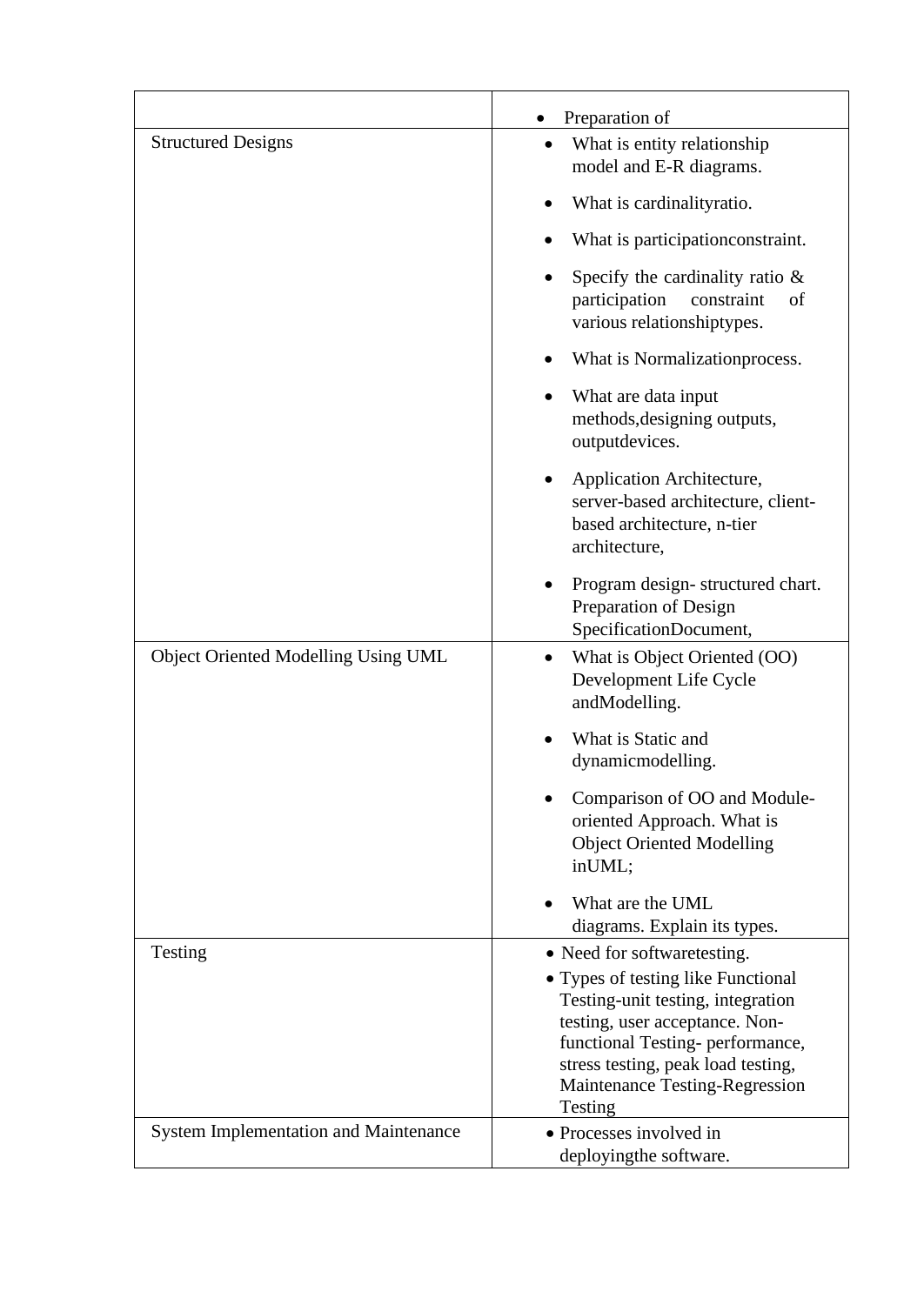| | |
|---|---|
| | • Preparation of |
| Structured Designs | • What is entity relationship model and E-R diagrams.<br>• What is cardinalityratio.<br>• What is participationconstraint.<br>• Specify the cardinality ratio & participation constraint of various relationshiptypes.<br>• What is Normalizationprocess.<br>• What are data input methods,designing outputs, outputdevices.<br>• Application Architecture, server-based architecture, client-based architecture, n-tier architecture,<br>• Program design- structured chart. Preparation of Design SpecificationDocument, |
| Object Oriented Modelling Using UML | • What is Object Oriented (OO) Development Life Cycle andModelling.<br>• What is Static and dynamicmodelling.<br>• Comparison of OO and Module-oriented Approach. What is Object Oriented Modelling inUML;<br>• What are the UML diagrams. Explain its types. |
| Testing | • Need for softwaretesting.<br>• Types of testing like Functional Testing-unit testing, integration testing, user acceptance. Non-functional Testing- performance, stress testing, peak load testing, Maintenance Testing-Regression Testing |
| System Implementation and Maintenance | • Processes involved in deployingthe software. |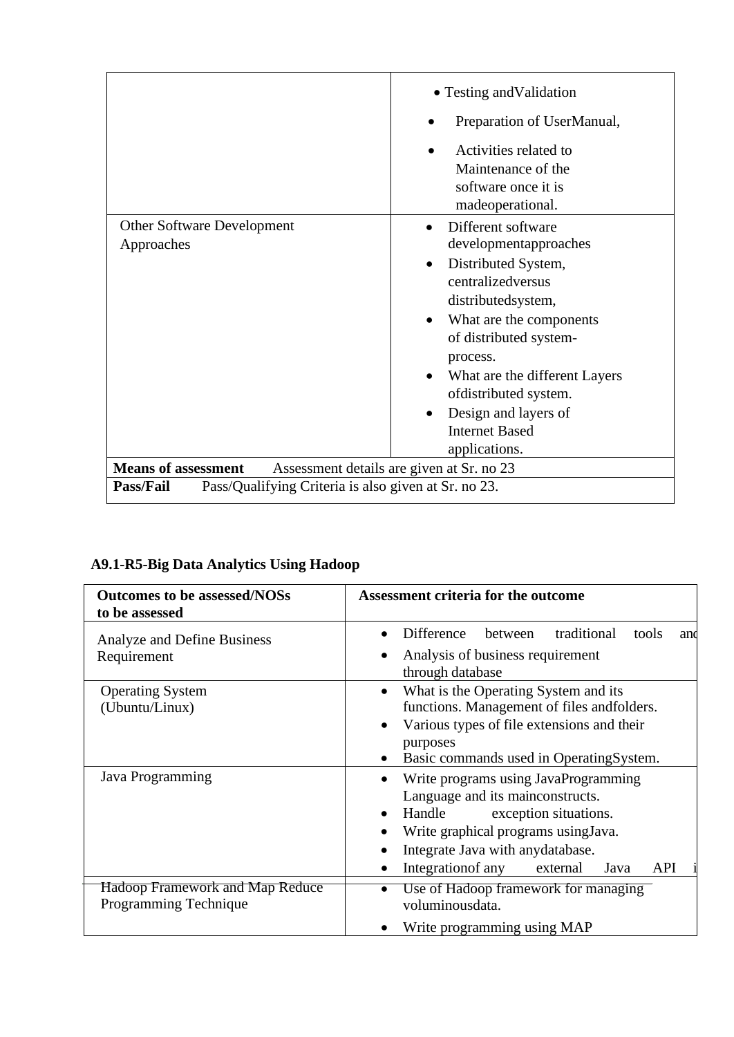| | |
|---|---|
| | • Testing andValidation<br>• Preparation of UserManual,<br>• Activities related to Maintenance of the software once it is madeoperational. |
| Other Software Development Approaches | • Different software developmentapproaches<br>• Distributed System, centralizedversus distributedsystem,<br>• What are the components of distributed system-process.<br>• What are the different Layers ofdistributed system.<br>• Design and layers of Internet Based applications. |
| **Means of assessment** Assessment details are given at Sr. no 23 | |
| **Pass/Fail** Pass/Qualifying Criteria is also given at Sr. no 23. | |

**A9.1-R5-Big Data Analytics Using Hadoop**

| Outcomes to be assessed/NOSs to be assessed | Assessment criteria for the outcome |
|---|---|
| Analyze and Define Business Requirement | • Difference between traditional tools and<br>• Analysis of business requirement through database |
| Operating System (Ubuntu/Linux) | • What is the Operating System and its functions. Management of files andfolders.<br>• Various types of file extensions and their purposes<br>• Basic commands used in OperatingSystem. |
| Java Programming | • Write programs using JavaProgramming Language and its mainconstructs.<br>• Handle exception situations.<br>• Write graphical programs usingJava.<br>• Integrate Java with anydatabase.<br>• Integrationof any external Java API i |
| Hadoop Framework and Map Reduce Programming Technique | • Use of Hadoop framework for managing voluminousdata.<br>• Write programming using MAP |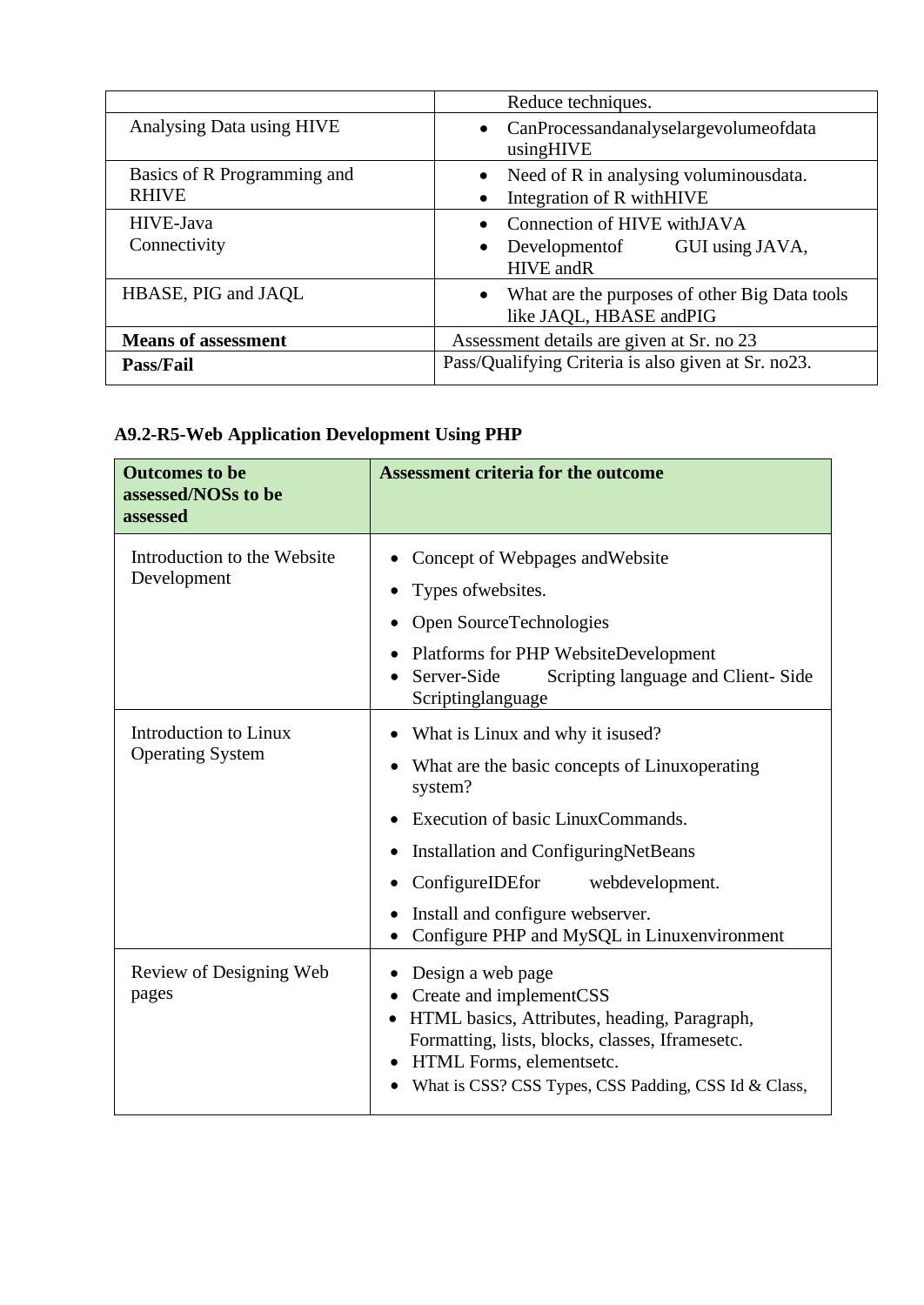| | |
|---|---|
| | Reduce techniques. |
| Analysing Data using HIVE | • CanProcessandanalyselargevolumeofdata usingHIVE |
| Basics of R Programming and RHIVE | • Need of R in analysing voluminousdata.<br>• Integration of R withHIVE |
| HIVE-Java Connectivity | • Connection of HIVE withJAVA<br>• Developmentof GUI using JAVA, HIVE andR |
| HBASE, PIG and JAQL | • What are the purposes of other Big Data tools like JAQL, HBASE andPIG |
| **Means of assessment** | Assessment details are given at Sr. no 23 |
| **Pass/Fail** | Pass/Qualifying Criteria is also given at Sr. no23. |

### A9.2-R5-Web Application Development Using PHP

| **Outcomes to be assessed/NOSs to be assessed** | **Assessment criteria for the outcome** |
|---|---|
| Introduction to the Website Development | • Concept of Webpages andWebsite<br>• Types ofwebsites.<br>• Open SourceTechnologies<br>• Platforms for PHP WebsiteDevelopment<br>• Server-Side Scripting language and Client- Side Scriptinglanguage |
| Introduction to Linux Operating System | • What is Linux and why it isused?<br>• What are the basic concepts of Linuxoperating system?<br>• Execution of basic LinuxCommands.<br>• Installation and ConfiguringNetBeans<br>• ConfigureIDEfor webdevelopment.<br>• Install and configure webserver.<br>• Configure PHP and MySQL in Linuxenvironment |
| Review of Designing Web pages | • Design a web page<br>• Create and implementCSS<br>• HTML basics, Attributes, heading, Paragraph, Formatting, lists, blocks, classes, Iframesetc.<br>• HTML Forms, elementsetc.<br>• What is CSS? CSS Types, CSS Padding, CSS Id & Class, |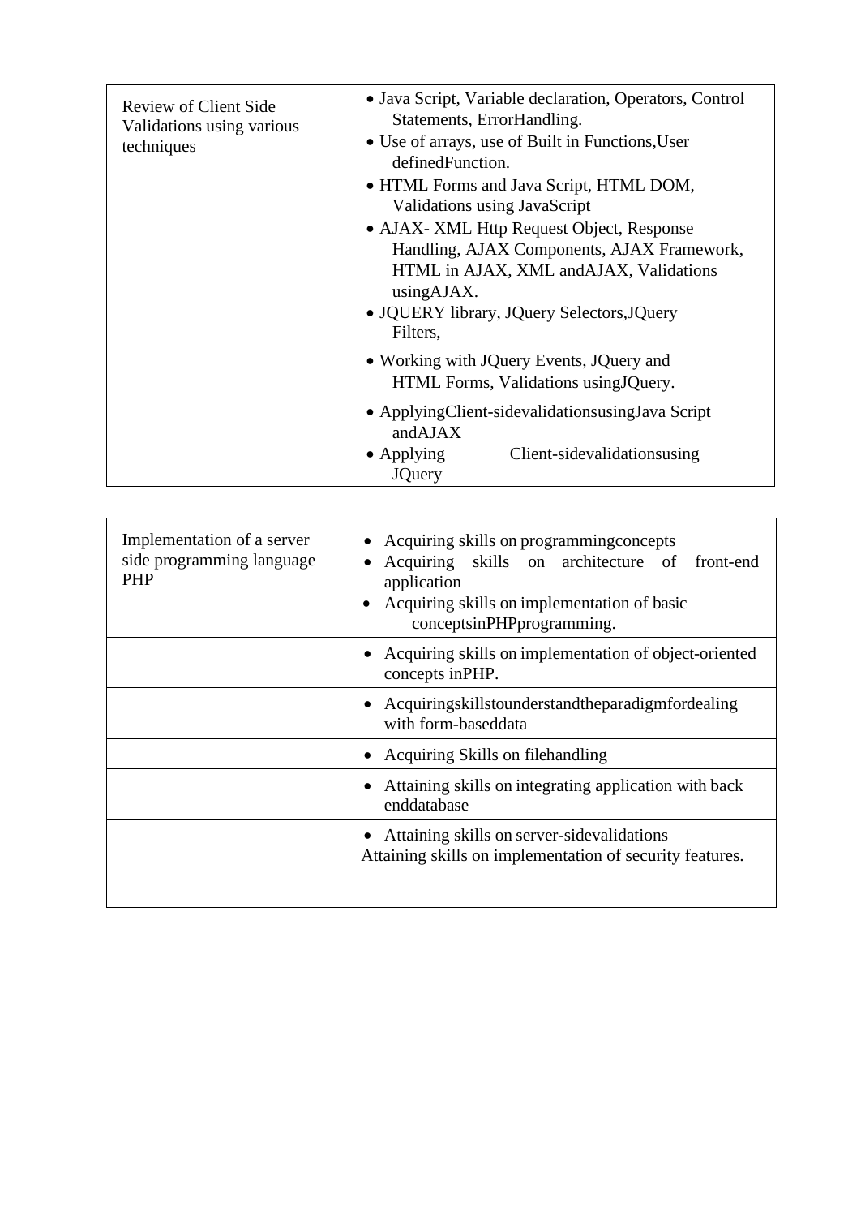| | |
|---|---|
| Review of Client Side Validations using various techniques | • Java Script, Variable declaration, Operators, Control Statements, ErrorHandling.<br>• Use of arrays, use of Built in Functions,User definedFunction.<br>• HTML Forms and Java Script, HTML DOM, Validations using JavaScript<br>• AJAX- XML Http Request Object, Response Handling, AJAX Components, AJAX Framework, HTML in AJAX, XML andAJAX, Validations usingAJAX.<br>• JQUERY library, JQuery Selectors,JQuery Filters,<br>• Working with JQuery Events, JQuery and HTML Forms, Validations usingJQuery.<br>• ApplyingClient-sidevalidationsusingJava Script andAJAX<br>• Applying Client-sidevalidationsusing JQuery |

| | |
|---|---|
| Implementation of a server side programming language PHP | • Acquiring skills on programmingconcepts<br>• Acquiring skills on architecture of front-end application<br>• Acquiring skills on implementation of basic conceptsinPHPprogramming. |
| | • Acquiring skills on implementation of object-oriented concepts inPHP. |
| | • Acquiringskillstounderstandtheparadigmfordealing with form-baseddata |
| | • Acquiring Skills on filehandling |
| | • Attaining skills on integrating application with back enddatabase |
| | • Attaining skills on server-sidevalidations<br>Attaining skills on implementation of security features. |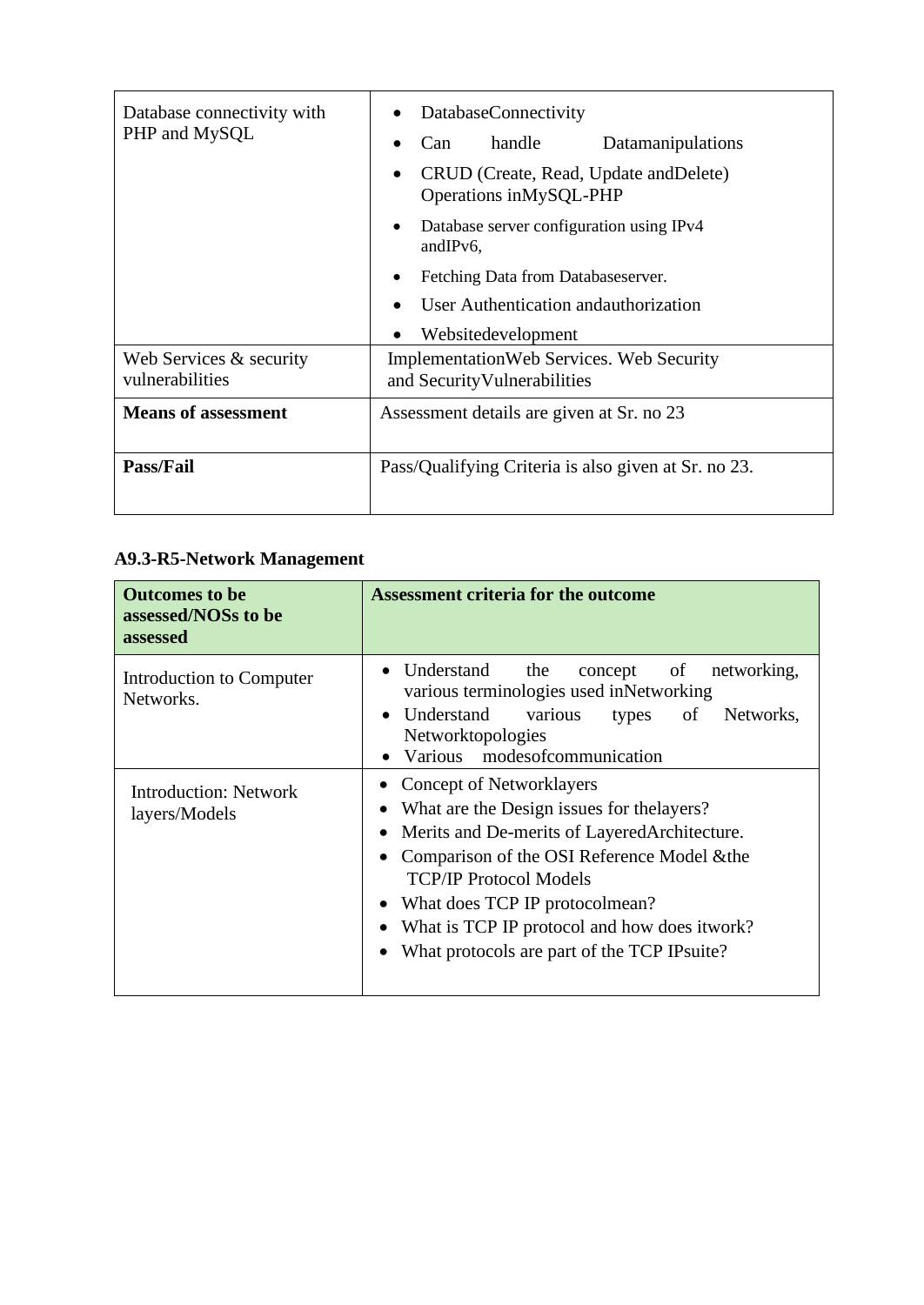| | |
|---|---|
| Database connectivity with PHP and MySQL | • DatabaseConnectivity<br>• Can handle Datamanipulations<br>• CRUD (Create, Read, Update andDelete) Operations inMySQL-PHP<br>• Database server configuration using IPv4 andIPv6,<br>• Fetching Data from Databaseserver.<br>• User Authentication andauthorization<br>• Websitedevelopment |
| Web Services & security vulnerabilities | ImplementationWeb Services. Web Security and SecurityVulnerabilities |
| **Means of assessment** | Assessment details are given at Sr. no 23 |
| **Pass/Fail** | Pass/Qualifying Criteria is also given at Sr. no 23. |

**A9.3-R5-Network Management**

| Outcomes to be assessed/NOSs to be assessed | Assessment criteria for the outcome |
|---|---|
| Introduction to Computer Networks. | • Understand the concept of networking, various terminologies used inNetworking<br>• Understand various types of Networks, Networktopologies<br>• Various modesofcommunication |
| Introduction: Network layers/Models | • Concept of Networklayers<br>• What are the Design issues for thelayers?<br>• Merits and De-merits of LayeredArchitecture.<br>• Comparison of the OSI Reference Model &the TCP/IP Protocol Models<br>• What does TCP IP protocolmean?<br>• What is TCP IP protocol and how does itwork?<br>• What protocols are part of the TCP IPsuite? |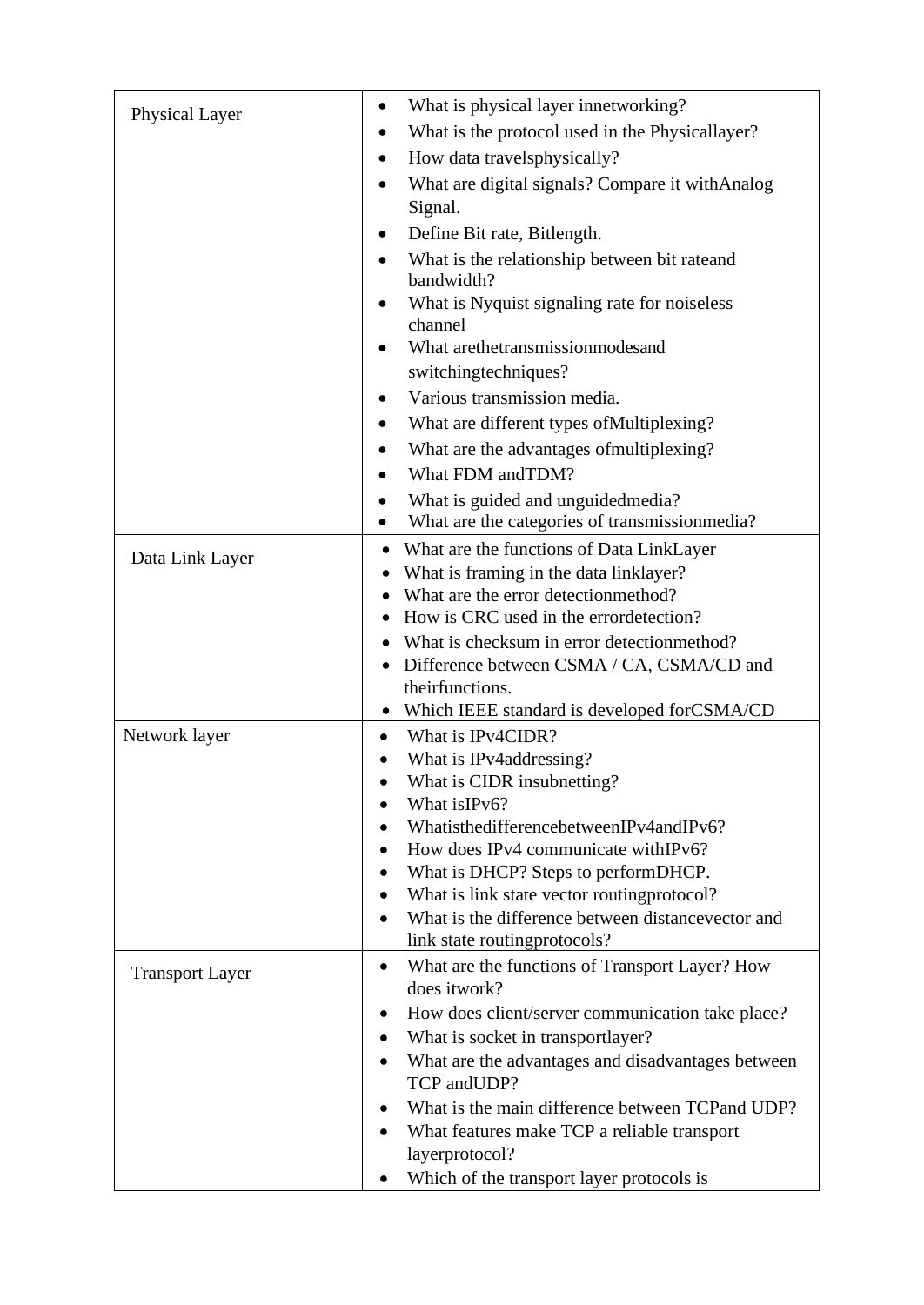| Physical Layer | • What is physical layer innetworking?<br>• What is the protocol used in the Physicallayer?<br>• How data travelsphysically?<br>• What are digital signals? Compare it withAnalog Signal.<br>• Define Bit rate, Bitlength.<br>• What is the relationship between bit rateand bandwidth?<br>• What is Nyquist signaling rate for noiseless channel<br>• What arethetransmissionmodesand switchingtechniques?<br>• Various transmission media.<br>• What are different types ofMultiplexing?<br>• What are the advantages ofmultiplexing?<br>• What FDM andTDM?<br>• What is guided and unguidedmedia?<br>• What are the categories of transmissionmedia? |
|---|---|
| Data Link Layer | • What are the functions of Data LinkLayer<br>• What is framing in the data linklayer?<br>• What are the error detectionmethod?<br>• How is CRC used in the errordetection?<br>• What is checksum in error detectionmethod?<br>• Difference between CSMA / CA, CSMA/CD and theirfunctions.<br>• Which IEEE standard is developed forCSMA/CD |
| Network layer | • What is IPv4CIDR?<br>• What is IPv4addressing?<br>• What is CIDR insubnetting?<br>• What isIPv6?<br>• WhatisthedifferencebetweenIPv4andIPv6?<br>• How does IPv4 communicate withIPv6?<br>• What is DHCP? Steps to performDHCP.<br>• What is link state vector routingprotocol?<br>• What is the difference between distancevector and link state routingprotocols? |
| Transport Layer | • What are the functions of Transport Layer? How does itwork?<br>• How does client/server communication take place?<br>• What is socket in transportlayer?<br>• What are the advantages and disadvantages between TCP andUDP?<br>• What is the main difference between TCPand UDP?<br>• What features make TCP a reliable transport layerprotocol?<br>• Which of the transport layer protocols is |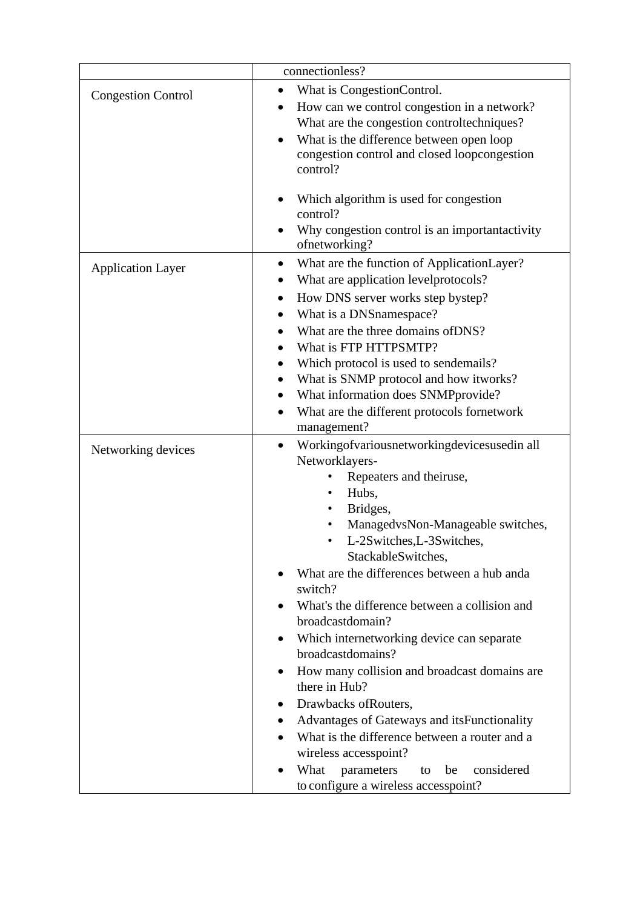| | |
|---|---|
| | connectionless? |
| Congestion Control | • What is CongestionControl.<br>• How can we control congestion in a network? What are the congestion controltechniques?<br>• What is the difference between open loop congestion control and closed loopcongestion control?<br>• Which algorithm is used for congestion control?<br>• Why congestion control is an importantactivity ofnetworking? |
| Application Layer | • What are the function of ApplicationLayer?<br>• What are application levelprotocols?<br>• How DNS server works step bystep?<br>• What is a DNSnamespace?<br>• What are the three domains ofDNS?<br>• What is FTP HTTPSMTP?<br>• Which protocol is used to sendemails?<br>• What is SNMP protocol and how itworks?<br>• What information does SNMPprovide?<br>• What are the different protocols fornetwork management? |
| Networking devices | • Workingofvariousnetworkingdevicesusedin all Networklayers-<br>&nbsp;&nbsp;&nbsp;&nbsp;• Repeaters and theiruse,<br>&nbsp;&nbsp;&nbsp;&nbsp;• Hubs,<br>&nbsp;&nbsp;&nbsp;&nbsp;• Bridges,<br>&nbsp;&nbsp;&nbsp;&nbsp;• ManagedvsNon-Manageable switches,<br>&nbsp;&nbsp;&nbsp;&nbsp;• L-2Switches,L-3Switches, StackableSwitches,<br>• What are the differences between a hub anda switch?<br>• What's the difference between a collision and broadcastdomain?<br>• Which internetworking device can separate broadcastdomains?<br>• How many collision and broadcast domains are there in Hub?<br>• Drawbacks ofRouters,<br>• Advantages of Gateways and itsFunctionality<br>• What is the difference between a router and a wireless accesspoint?<br>• What parameters to be considered to configure a wireless accesspoint? |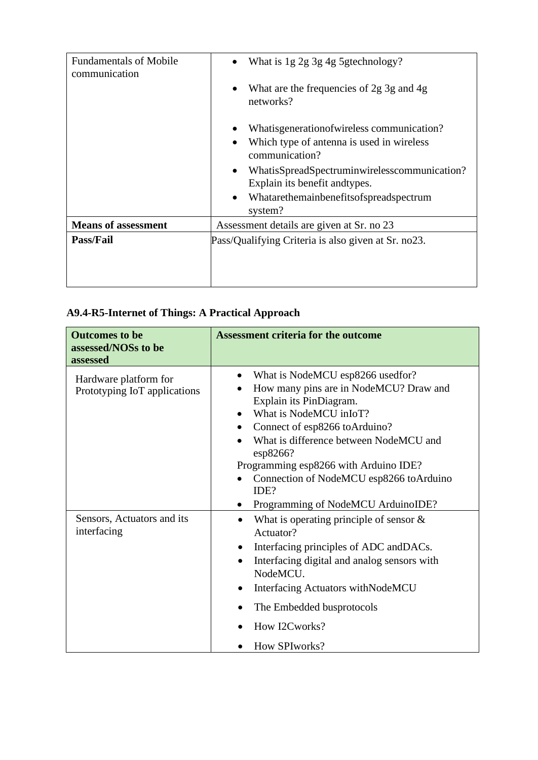| Fundamentals of Mobile communication | • What is 1g 2g 3g 4g 5gtechnology?<br>• What are the frequencies of 2g 3g and 4g networks?<br>• Whatisgenerationofwireless communication?<br>• Which type of antenna is used in wireless communication?<br>• WhatisSpreadSpectruminwirelesscommunication? Explain its benefit andtypes.<br>• Whatarethemainbenefitsofspreadspectrum system? |
|---|---|
| **Means of assessment** | Assessment details are given at Sr. no 23 |
| **Pass/Fail** | Pass/Qualifying Criteria is also given at Sr. no23. |

**A9.4-R5-Internet of Things: A Practical Approach**

| Outcomes to be assessed/NOSs to be assessed | Assessment criteria for the outcome |
|---|---|
| Hardware platform for Prototyping IoT applications | • What is NodeMCU esp8266 usedfor?<br>• How many pins are in NodeMCU? Draw and Explain its PinDiagram.<br>• What is NodeMCU inIoT?<br>• Connect of esp8266 toArduino?<br>• What is difference between NodeMCU and esp8266?<br>Programming esp8266 with Arduino IDE?<br>• Connection of NodeMCU esp8266 toArduino IDE?<br>• Programming of NodeMCU ArduinoIDE? |
| Sensors, Actuators and its interfacing | • What is operating principle of sensor & Actuator?<br>• Interfacing principles of ADC andDACs.<br>• Interfacing digital and analog sensors with NodeMCU.<br>• Interfacing Actuators withNodeMCU<br>• The Embedded busprotocols<br>• How I2Cworks?<br>• How SPIworks? |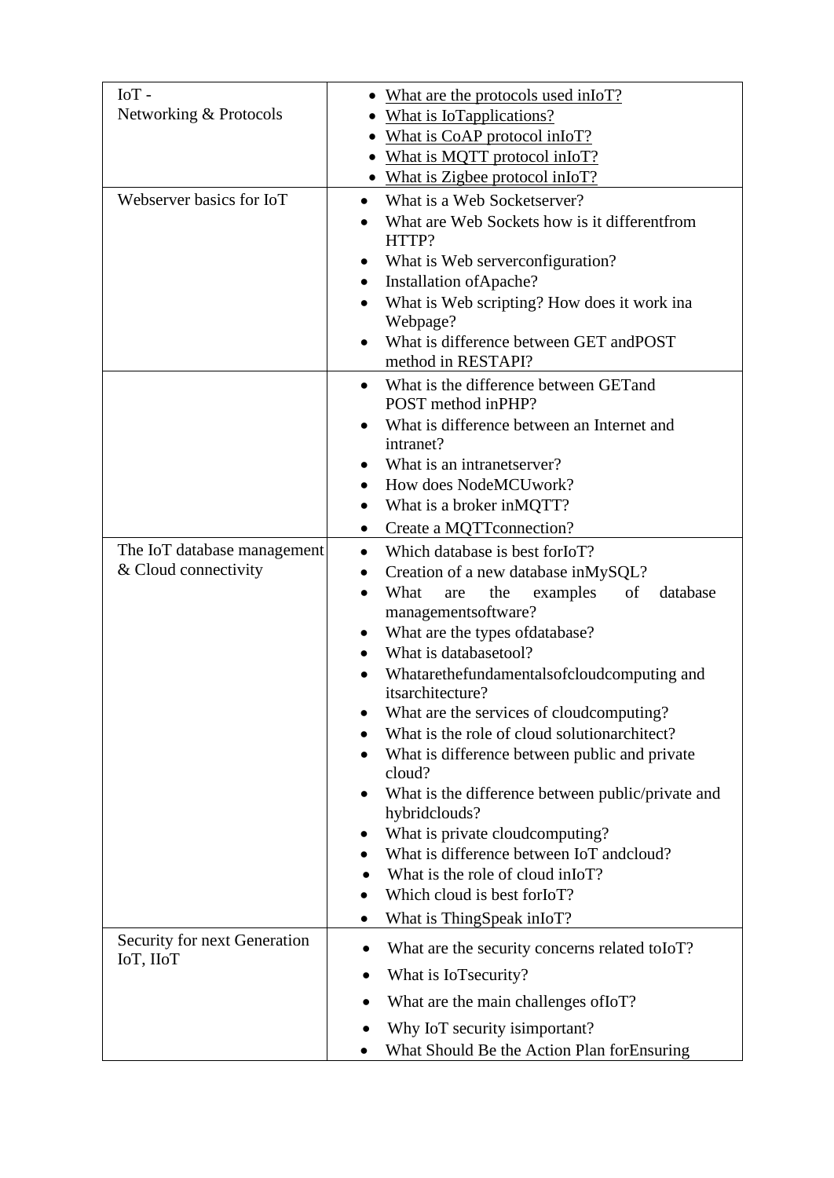| | |
|---|---|
| IoT -<br>Networking & Protocols | • What are the protocols used inIoT?<br>• What is IoTapplications?<br>• What is CoAP protocol inIoT?<br>• What is MQTT protocol inIoT?<br>• What is Zigbee protocol inIoT? |
| Webserver basics for IoT | • What is a Web Socketserver?<br>• What are Web Sockets how is it differentfrom HTTP?<br>• What is Web serverconfiguration?<br>• Installation ofApache?<br>• What is Web scripting? How does it work ina Webpage?<br>• What is difference between GET andPOST method in RESTAPI? |
| | • What is the difference between GETand POST method inPHP?<br>• What is difference between an Internet and intranet?<br>• What is an intranetserver?<br>• How does NodeMCUwork?<br>• What is a broker inMQTT?<br>• Create a MQTTconnection? |
| The IoT database management & Cloud connectivity | • Which database is best forIoT?<br>• Creation of a new database inMySQL?<br>• What are the examples of database managementsoftware?<br>• What are the types ofdatabase?<br>• What is databasetool?<br>• Whatarethefundamentalsofcloudcomputing and itsarchitecture?<br>• What are the services of cloudcomputing?<br>• What is the role of cloud solutionarchitect?<br>• What is difference between public and private cloud?<br>• What is the difference between public/private and hybridclouds?<br>• What is private cloudcomputing?<br>• What is difference between IoT andcloud?<br>• What is the role of cloud inIoT?<br>• Which cloud is best forIoT?<br>• What is ThingSpeak inIoT? |
| Security for next Generation IoT, IIoT | • What are the security concerns related toIoT?<br>• What is IoTsecurity?<br>• What are the main challenges ofIoT?<br>• Why IoT security isimportant?<br>• What Should Be the Action Plan forEnsuring |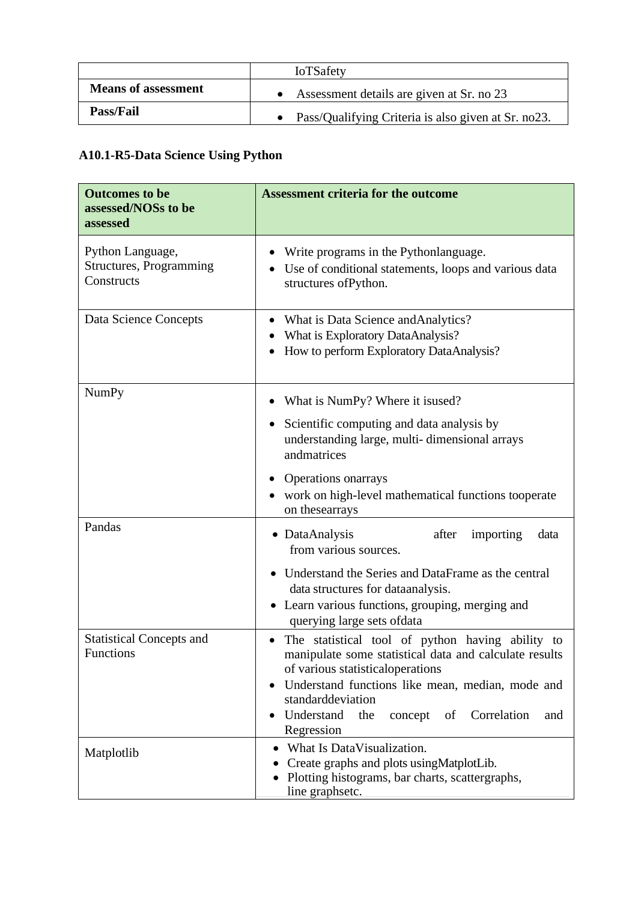| | IoTSafety |
|---|---|
| **Means of assessment** | • Assessment details are given at Sr. no 23 |
| **Pass/Fail** | • Pass/Qualifying Criteria is also given at Sr. no23. |

### A10.1-R5-Data Science Using Python

| Outcomes to be assessed/NOSs to be assessed | Assessment criteria for the outcome |
|---|---|
| Python Language, Structures, Programming Constructs | • Write programs in the Pythonlanguage.<br>• Use of conditional statements, loops and various data structures ofPython. |
| Data Science Concepts | • What is Data Science andAnalytics?<br>• What is Exploratory DataAnalysis?<br>• How to perform Exploratory DataAnalysis? |
| NumPy | • What is NumPy? Where it isused?<br>• Scientific computing and data analysis by understanding large, multi- dimensional arrays andmatrices<br>• Operations onarrays<br>• work on high-level mathematical functions tooperate on thesearrays |
| Pandas | • DataAnalysis after importing data from various sources.<br>• Understand the Series and DataFrame as the central data structures for dataanalysis.<br>• Learn various functions, grouping, merging and querying large sets ofdata |
| Statistical Concepts and Functions | • The statistical tool of python having ability to manipulate some statistical data and calculate results of various statisticaloperations<br>• Understand functions like mean, median, mode and standarddeviation<br>• Understand the concept of Correlation and Regression |
| Matplotlib | • What Is DataVisualization.<br>• Create graphs and plots usingMatplotLib.<br>• Plotting histograms, bar charts, scattergraphs, line graphsetc. |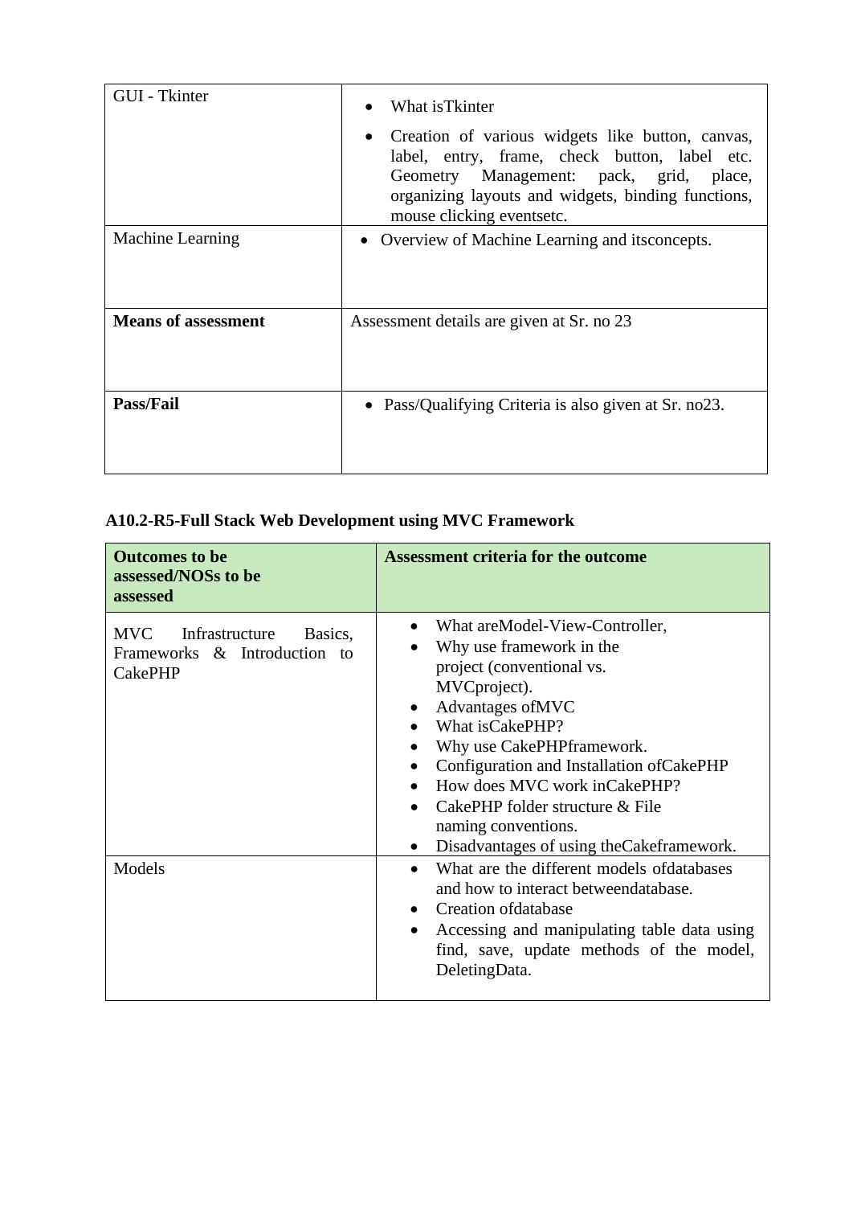| GUI - Tkinter | • What isTkinter<br>• Creation of various widgets like button, canvas, label, entry, frame, check button, label etc. Geometry Management: pack, grid, place, organizing layouts and widgets, binding functions, mouse clicking eventsetc. |
|---|---|
| Machine Learning | • Overview of Machine Learning and itsconcepts. |
| **Means of assessment** | Assessment details are given at Sr. no 23 |
| **Pass/Fail** | • Pass/Qualifying Criteria is also given at Sr. no23. |

**A10.2-R5-Full Stack Web Development using MVC Framework**

| Outcomes to be assessed/NOSs to be assessed | Assessment criteria for the outcome |
|---|---|
| MVC Infrastructure Basics, Frameworks & Introduction to CakePHP | • What areModel-View-Controller,<br>• Why use framework in the project (conventional vs. MVCproject).<br>• Advantages ofMVC<br>• What isCakePHP?<br>• Why use CakePHPframework.<br>• Configuration and Installation ofCakePHP<br>• How does MVC work inCakePHP?<br>• CakePHP folder structure & File naming conventions.<br>• Disadvantages of using theCakeframework. |
| Models | • What are the different models ofdatabases and how to interact betweendatabase.<br>• Creation ofdatabase<br>• Accessing and manipulating table data using find, save, update methods of the model, DeletingData. |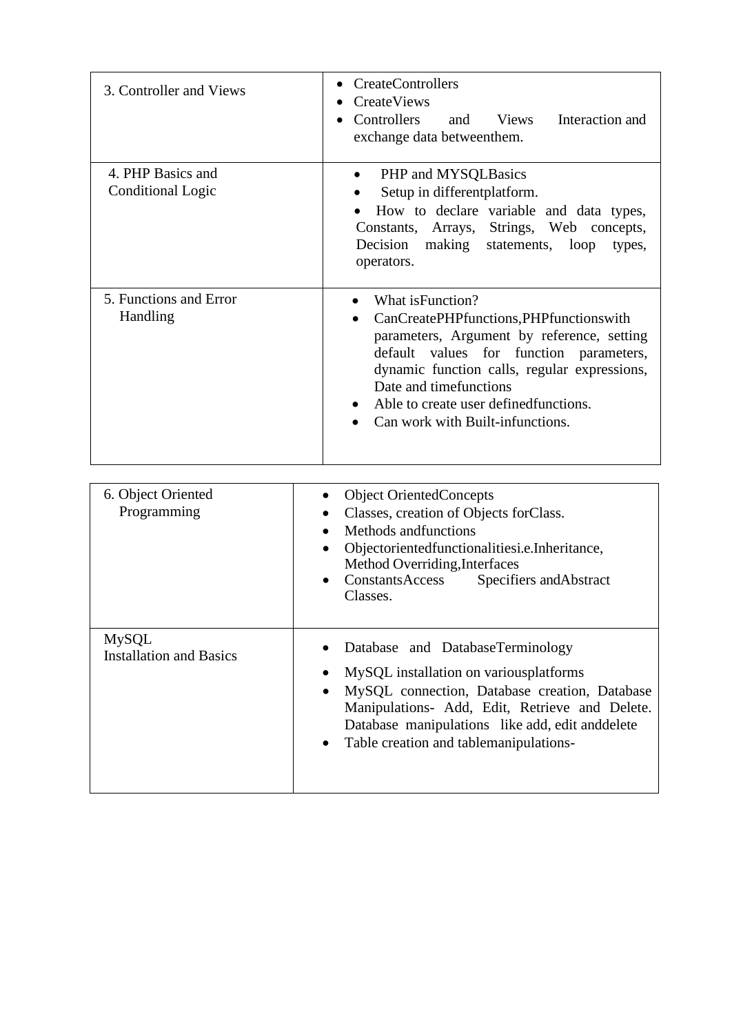| | |
|---|---|
| 3. Controller and Views | • CreateControllers<br>• CreateViews<br>• Controllers and Views Interaction and exchange data betweenthem. |
| 4. PHP Basics and Conditional Logic | • PHP and MYSQLBasics<br>• Setup in differentplatform.<br>• How to declare variable and data types, Constants, Arrays, Strings, Web concepts, Decision making statements, loop types, operators. |
| 5. Functions and Error Handling | • What isFunction?<br>• CanCreatePHPfunctions,PHPfunctionswith parameters, Argument by reference, setting default values for function parameters, dynamic function calls, regular expressions, Date and timefunctions<br>• Able to create user definedfunctions.<br>• Can work with Built-infunctions. |

| | |
|---|---|
| 6. Object Oriented Programming | • Object OrientedConcepts<br>• Classes, creation of Objects forClass.<br>• Methods andfunctions<br>• Objectorientedfunctionalitiesi.e.Inheritance, Method Overriding,Interfaces<br>• ConstantsAccess Specifiers andAbstract Classes. |
| MySQL Installation and Basics | • Database and DatabaseTerminology<br>• MySQL installation on variousplatforms<br>• MySQL connection, Database creation, Database Manipulations- Add, Edit, Retrieve and Delete. Database manipulations like add, edit anddelete<br>• Table creation and tablemanipulations- |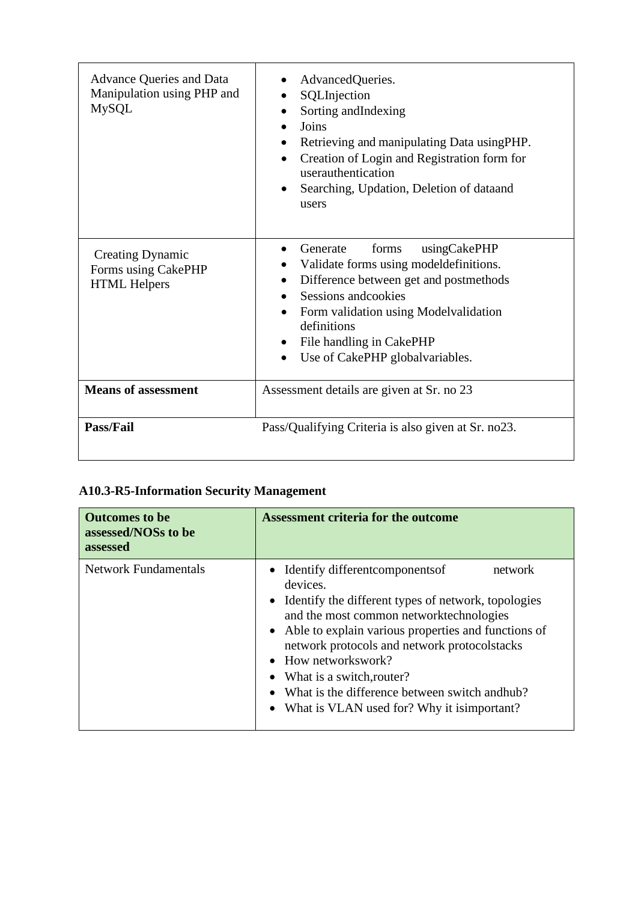| | |
|---|---|
| Advance Queries and Data Manipulation using PHP and MySQL | • AdvancedQueries.<br>• SQLInjection<br>• Sorting andIndexing<br>• Joins<br>• Retrieving and manipulating Data usingPHP.<br>• Creation of Login and Registration form for userauthentication<br>• Searching, Updation, Deletion of dataand users |
| Creating Dynamic Forms using CakePHP HTML Helpers | • Generate forms usingCakePHP<br>• Validate forms using modeldefinitions.<br>• Difference between get and postmethods<br>• Sessions andcookies<br>• Form validation using Modelvalidation definitions<br>• File handling in CakePHP<br>• Use of CakePHP globalvariables. |
| **Means of assessment** | Assessment details are given at Sr. no 23 |
| **Pass/Fail** | Pass/Qualifying Criteria is also given at Sr. no23. |

### A10.3-R5-Information Security Management

| **Outcomes to be assessed/NOSs to be assessed** | **Assessment criteria for the outcome** |
|---|---|
| Network Fundamentals | • Identify differentcomponentsof network devices.<br>• Identify the different types of network, topologies and the most common networktechnologies<br>• Able to explain various properties and functions of network protocols and network protocolstacks<br>• How networkswork?<br>• What is a switch,router?<br>• What is the difference between switch andhub?<br>• What is VLAN used for? Why it isimportant? |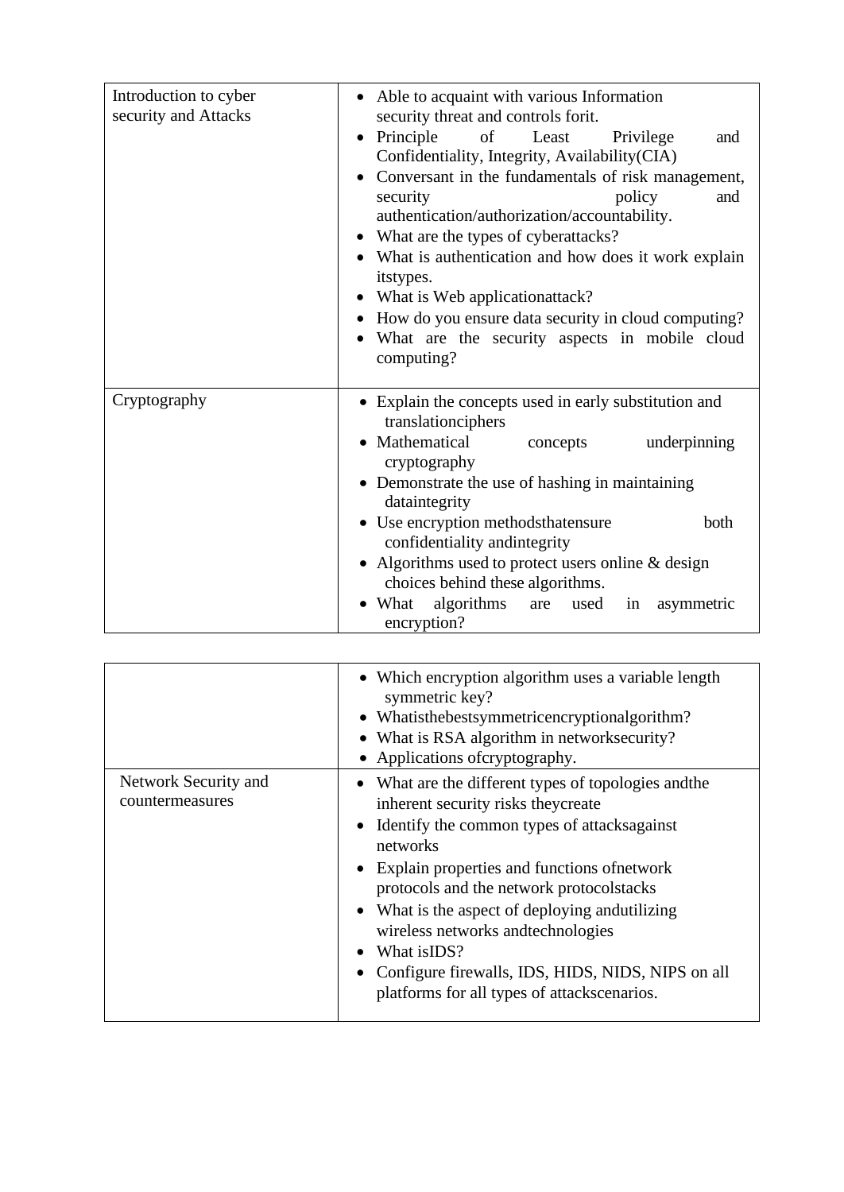| Introduction to cyber security and Attacks | • Able to acquaint with various Information security threat and controls forit.<br>• Principle of Least Privilege and Confidentiality, Integrity, Availability(CIA)<br>• Conversant in the fundamentals of risk management, security policy and authentication/authorization/accountability.<br>• What are the types of cyberattacks?<br>• What is authentication and how does it work explain itstypes.<br>• What is Web applicationattack?<br>• How do you ensure data security in cloud computing?<br>• What are the security aspects in mobile cloud computing? |
|---|---|
| Cryptography | • Explain the concepts used in early substitution and translationciphers<br>• Mathematical concepts underpinning cryptography<br>• Demonstrate the use of hashing in maintaining dataintegrity<br>• Use encryption methodsthatensure both confidentiality andintegrity<br>• Algorithms used to protect users online & design choices behind these algorithms.<br>• What algorithms are used in asymmetric encryption?<br>• Which encryption algorithm uses a variable length symmetric key?<br>• Whatisthebestsymmetricencryptionalgorithm?<br>• What is RSA algorithm in networksecurity?<br>• Applications ofcryptography. |
| Network Security and countermeasures | • What are the different types of topologies andthe inherent security risks theycreate<br>• Identify the common types of attacksagainst networks<br>• Explain properties and functions ofnetwork protocols and the network protocolstacks<br>• What is the aspect of deploying andutilizing wireless networks andtechnologies<br>• What isIDS?<br>• Configure firewalls, IDS, HIDS, NIDS, NIPS on all platforms for all types of attackscenarios. |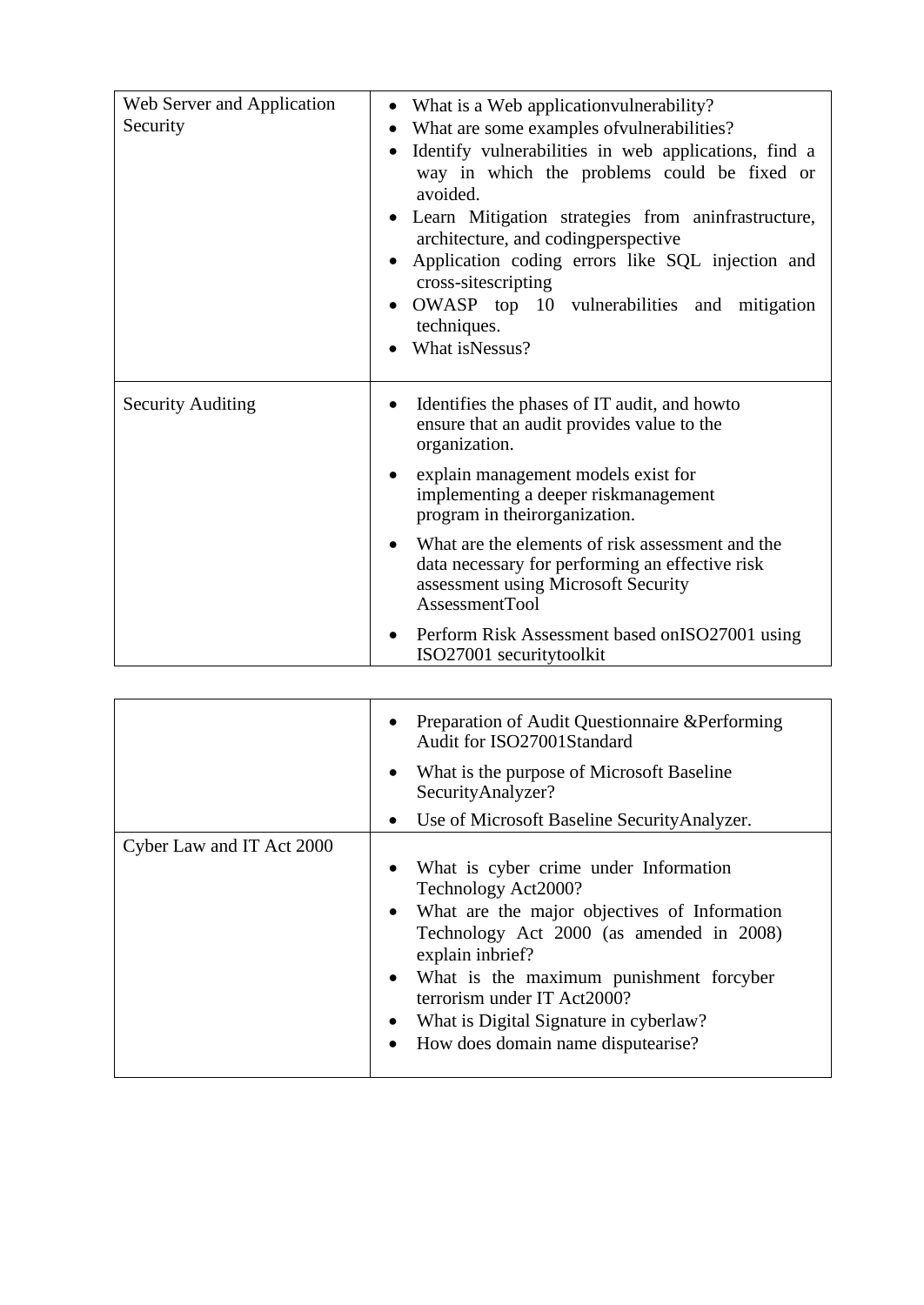| | |
|---|---|
| Web Server and Application Security | • What is a Web applicationvulnerability?<br>• What are some examples ofvulnerabilities?<br>• Identify vulnerabilities in web applications, find a way in which the problems could be fixed or avoided.<br>• Learn Mitigation strategies from aninfrastructure, architecture, and codingperspective<br>• Application coding errors like SQL injection and cross-sitescripting<br>• OWASP top 10 vulnerabilities and mitigation techniques.<br>• What isNessus? |
| Security Auditing | • Identifies the phases of IT audit, and howto ensure that an audit provides value to the organization.<br>• explain management models exist for implementing a deeper riskmanagement program in theirorganization.<br>• What are the elements of risk assessment and the data necessary for performing an effective risk assessment using Microsoft Security AssessmentTool<br>• Perform Risk Assessment based onISO27001 using ISO27001 securitytoolkit<br>• Preparation of Audit Questionnaire &Performing Audit for ISO27001Standard<br>• What is the purpose of Microsoft Baseline SecurityAnalyzer?<br>• Use of Microsoft Baseline SecurityAnalyzer. |
| Cyber Law and IT Act 2000 | • What is cyber crime under Information Technology Act2000?<br>• What are the major objectives of Information Technology Act 2000 (as amended in 2008) explain inbrief?<br>• What is the maximum punishment forcyber terrorism under IT Act2000?<br>• What is Digital Signature in cyberlaw?<br>• How does domain name disputearise? |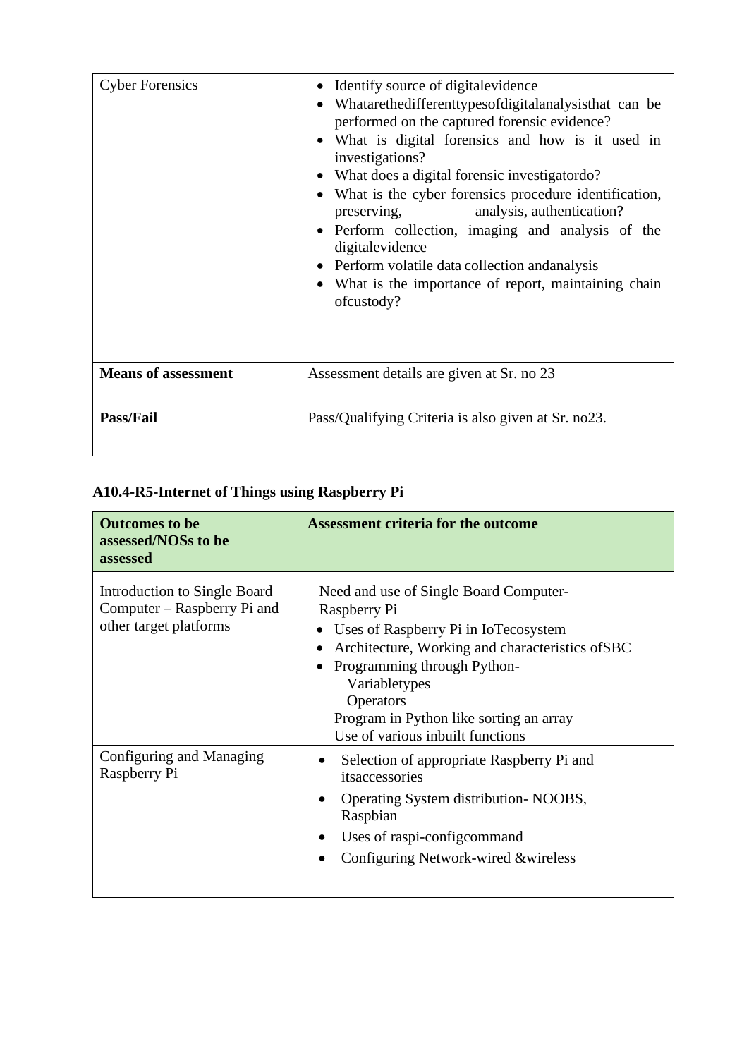| | |
|---|---|
| Cyber Forensics | • Identify source of digitalevidence<br>• Whatarethedifferenttypesofdigitalanalysisthat can be performed on the captured forensic evidence?<br>• What is digital forensics and how is it used in investigations?<br>• What does a digital forensic investigatordo?<br>• What is the cyber forensics procedure identification, preserving, analysis, authentication?<br>• Perform collection, imaging and analysis of the digitalevidence<br>• Perform volatile data collection andanalysis<br>• What is the importance of report, maintaining chain ofcustody? |
| **Means of assessment** | Assessment details are given at Sr. no 23 |
| **Pass/Fail** | Pass/Qualifying Criteria is also given at Sr. no23. |

### A10.4-R5-Internet of Things using Raspberry Pi

| **Outcomes to be assessed/NOSs to be assessed** | **Assessment criteria for the outcome** |
|---|---|
| Introduction to Single Board Computer – Raspberry Pi and other target platforms | Need and use of Single Board Computer- Raspberry Pi<br>• Uses of Raspberry Pi in IoTecosystem<br>• Architecture, Working and characteristics ofSBC<br>• Programming through Python-<br>Variabletypes<br>Operators<br>Program in Python like sorting an array<br>Use of various inbuilt functions |
| Configuring and Managing Raspberry Pi | • Selection of appropriate Raspberry Pi and itsaccessories<br>• Operating System distribution- NOOBS, Raspbian<br>• Uses of raspi-configcommand<br>• Configuring Network-wired &wireless |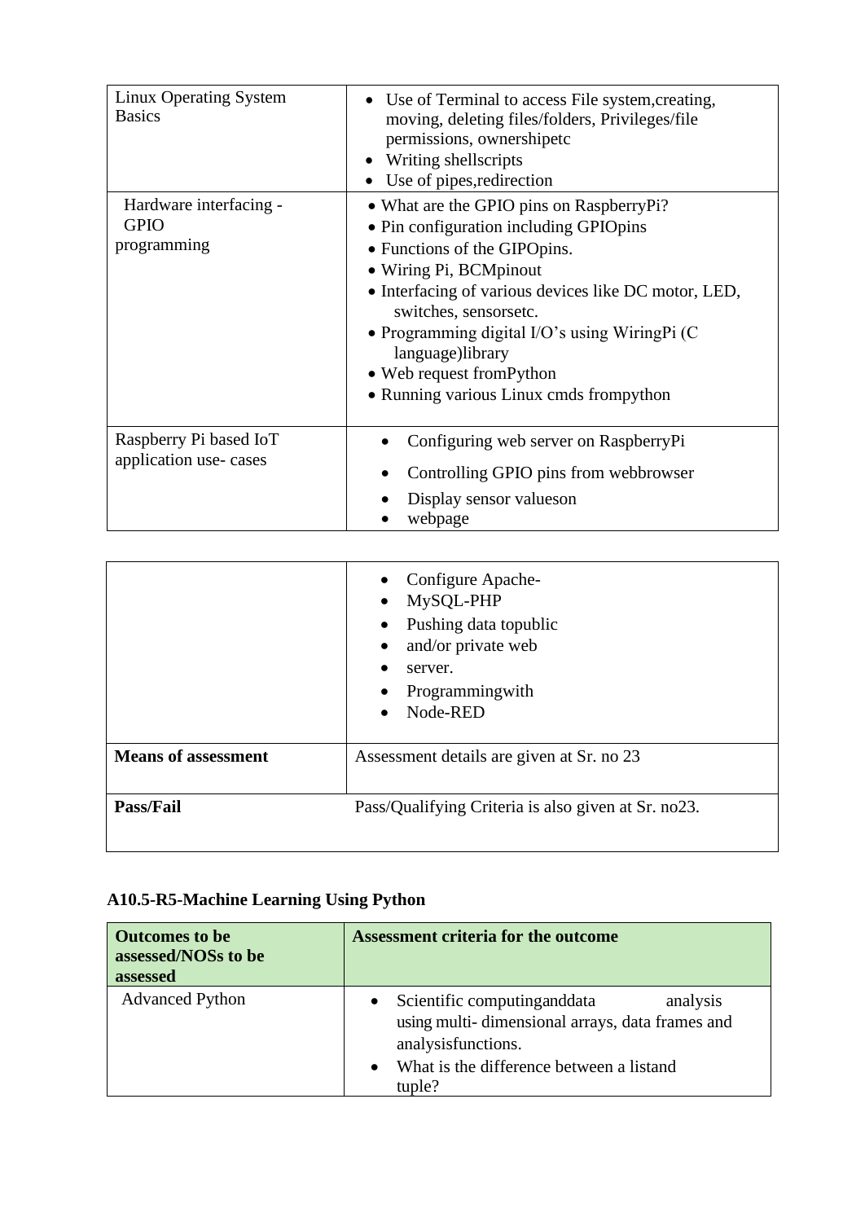| | |
|---|---|
| Linux Operating System Basics | • Use of Terminal to access File system,creating, moving, deleting files/folders, Privileges/file permissions, ownershipetc<br>• Writing shellscripts<br>• Use of pipes,redirection |
| Hardware interfacing - GPIO programming | • What are the GPIO pins on RaspberryPi?<br>• Pin configuration including GPIOpins<br>• Functions of the GIPOpins.<br>• Wiring Pi, BCMpinout<br>• Interfacing of various devices like DC motor, LED, switches, sensorsetc.<br>• Programming digital I/O's using WiringPi (C language)library<br>• Web request fromPython<br>• Running various Linux cmds frompython |
| Raspberry Pi based IoT application use- cases | • Configuring web server on RaspberryPi<br>• Controlling GPIO pins from webbrowser<br>• Display sensor valueson<br>• webpage |

| | |
|---|---|
| | • Configure Apache-<br>• MySQL-PHP<br>• Pushing data topublic<br>• and/or private web<br>• server.<br>• Programmingwith<br>• Node-RED |
| **Means of assessment** | Assessment details are given at Sr. no 23 |
| **Pass/Fail** | Pass/Qualifying Criteria is also given at Sr. no23. |

**A10.5-R5-Machine Learning Using Python**

| Outcomes to be assessed/NOSs to be assessed | Assessment criteria for the outcome |
|---|---|
| Advanced Python | • Scientific computinganddata analysis using multi- dimensional arrays, data frames and analysisfunctions.<br>• What is the difference between a listand tuple? |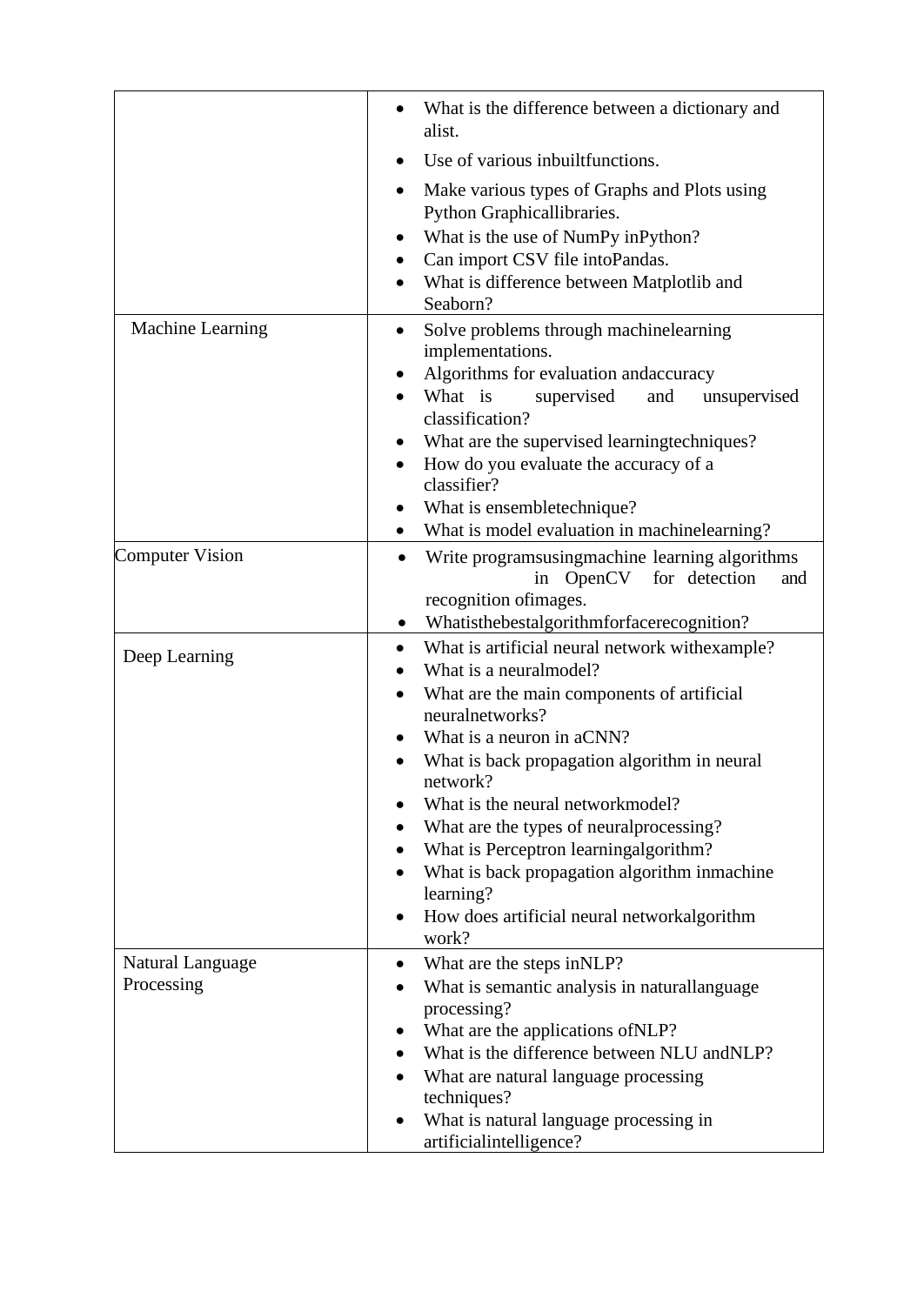| | |
|---|---|
| | • What is the difference between a dictionary and alist.<br>• Use of various inbuiltfunctions.<br>• Make various types of Graphs and Plots using Python Graphicallibraries.<br>• What is the use of NumPy inPython?<br>• Can import CSV file intoPandas.<br>• What is difference between Matplotlib and Seaborn? |
| Machine Learning | • Solve problems through machinelearning implementations.<br>• Algorithms for evaluation andaccuracy<br>• What is supervised and unsupervised classification?<br>• What are the supervised learningtechniques?<br>• How do you evaluate the accuracy of a classifier?<br>• What is ensembletechnique?<br>• What is model evaluation in machinelearning? |
| Computer Vision | • Write programsusingmachine learning algorithms in OpenCV for detection and recognition ofimages.<br>• Whatisthebestalgorithmforfacerecognition? |
| Deep Learning | • What is artificial neural network withexample?<br>• What is a neuralmodel?<br>• What are the main components of artificial neuralnetworks?<br>• What is a neuron in aCNN?<br>• What is back propagation algorithm in neural network?<br>• What is the neural networkmodel?<br>• What are the types of neuralprocessing?<br>• What is Perceptron learningalgorithm?<br>• What is back propagation algorithm inmachine learning?<br>• How does artificial neural networkalgorithm work? |
| Natural Language Processing | • What are the steps inNLP?<br>• What is semantic analysis in naturallanguage processing?<br>• What are the applications ofNLP?<br>• What is the difference between NLU andNLP?<br>• What are natural language processing techniques?<br>• What is natural language processing in artificialintelligence? |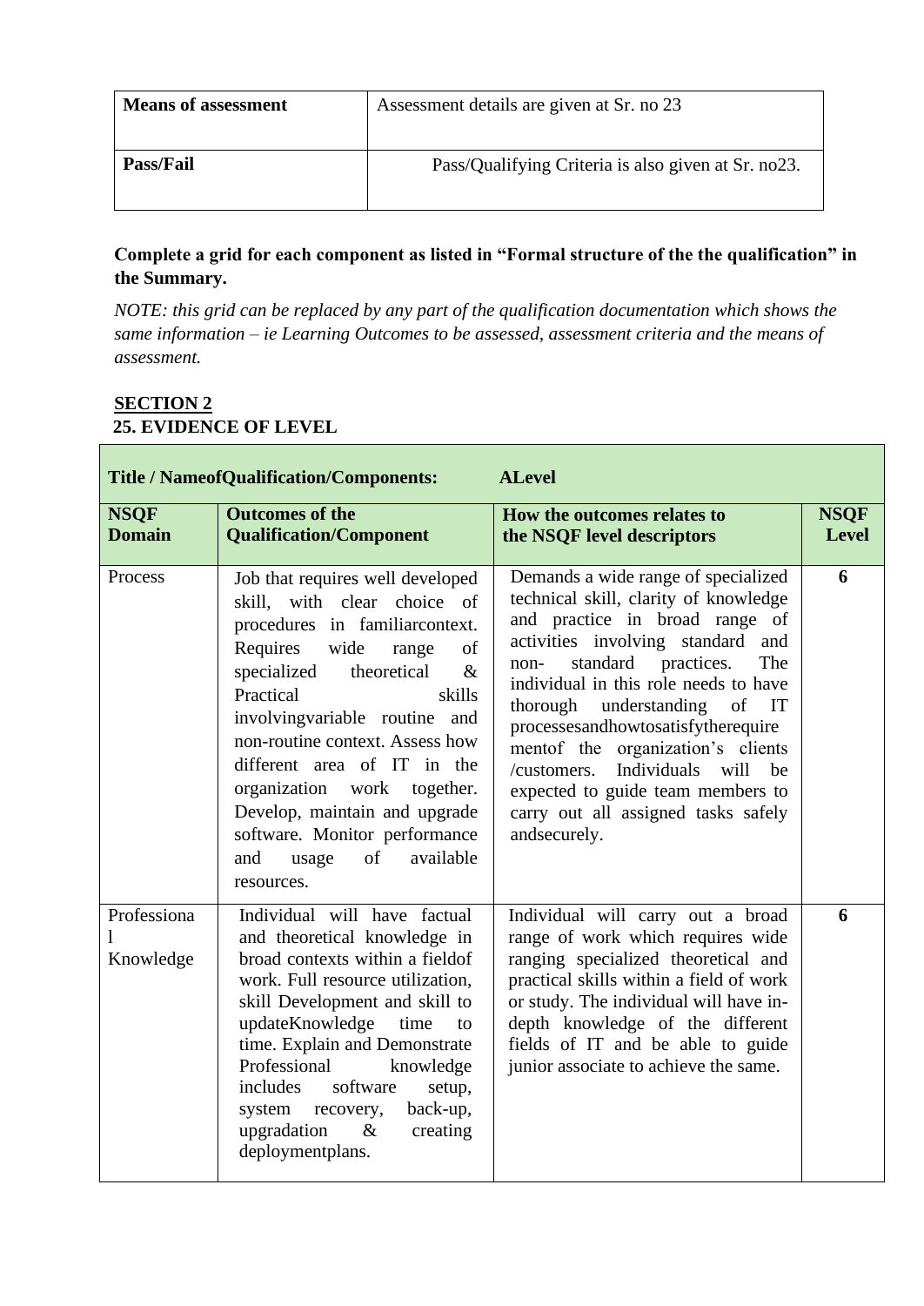| **Means of assessment** | Assessment details are given at Sr. no 23 |
| --- | --- |
| **Pass/Fail** | Pass/Qualifying Criteria is also given at Sr. no23. |

**Complete a grid for each component as listed in "Formal structure of the the qualification" in the Summary.**

*NOTE: this grid can be replaced by any part of the qualification documentation which shows the same information – ie Learning Outcomes to be assessed, assessment criteria and the means of assessment.*

**SECTION 2**

**25. EVIDENCE OF LEVEL**

| **Title / NameofQualification/Components:** | | **ALevel** | |
| --- | --- | --- | --- |
| **NSQF Domain** | **Outcomes of the Qualification/Component** | **How the outcomes relates to the NSQF level descriptors** | **NSQF Level** |
| Process | Job that requires well developed skill, with clear choice of procedures in familiarcontext. Requires wide range of specialized theoretical & Practical skills involvingvariable routine and non-routine context. Assess how different area of IT in the organization work together. Develop, maintain and upgrade software. Monitor performance and usage of available resources. | Demands a wide range of specialized technical skill, clarity of knowledge and practice in broad range of activities involving standard and non- standard practices. The individual in this role needs to have thorough understanding of IT processesandhowtosatisfytherequirementof the organization's clients /customers. Individuals will be expected to guide team members to carry out all assigned tasks safely andsecurely. | **6** |
| Professional Knowledge | Individual will have factual and theoretical knowledge in broad contexts within a fieldof work. Full resource utilization, skill Development and skill to updateKnowledge time to time. Explain and Demonstrate Professional knowledge includes software setup, system recovery, back-up, upgradation & creating deploymentplans. | Individual will carry out a broad range of work which requires wide ranging specialized theoretical and practical skills within a field of work or study. The individual will have in-depth knowledge of the different fields of IT and be able to guide junior associate to achieve the same. | **6** |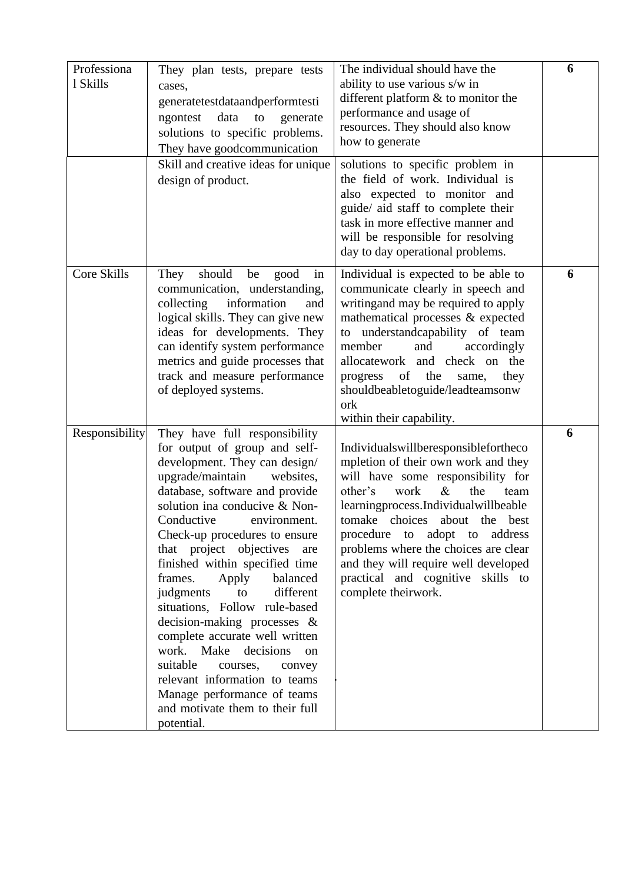| Professional Skills | They plan tests, prepare tests cases, generatetestdataandperformtestingontest data to generate solutions to specific problems. They have goodcommunication Skill and creative ideas for unique design of product. | The individual should have the ability to use various s/w in different platform & to monitor the performance and usage of resources. They should also know how to generate solutions to specific problem in the field of work. Individual is also expected to monitor and guide/ aid staff to complete their task in more effective manner and will be responsible for resolving day to day operational problems. | **6** |
|---|---|---|---|
| Core Skills | They should be good in communication, understanding, collecting information and logical skills. They can give new ideas for developments. They can identify system performance metrics and guide processes that track and measure performance of deployed systems. | Individual is expected to be able to communicate clearly in speech and writingand may be required to apply mathematical processes & expected to understandcapability of team member and accordingly allocatework and check on the progress of the same, they shouldbeabletoguide/leadteamsonwork within their capability. | **6** |
| Responsibility | They have full responsibility for output of group and self-development. They can design/ upgrade/maintain websites, database, software and provide solution ina conducive & Non-Conductive environment. Check-up procedures to ensure that project objectives are finished within specified time frames. Apply balanced judgments to different situations, Follow rule-based decision-making processes & complete accurate well written work. Make decisions on suitable courses, convey relevant information to teams Manage performance of teams and motivate them to their full potential. | Individualswillberesponsibleforthecompletion of their own work and they will have some responsibility for other's work & the team learningprocess.Individualwillbeabletomake choices about the best procedure to adopt to address problems where the choices are clear and they will require well developed practical and cognitive skills to complete theirwork. | **6** |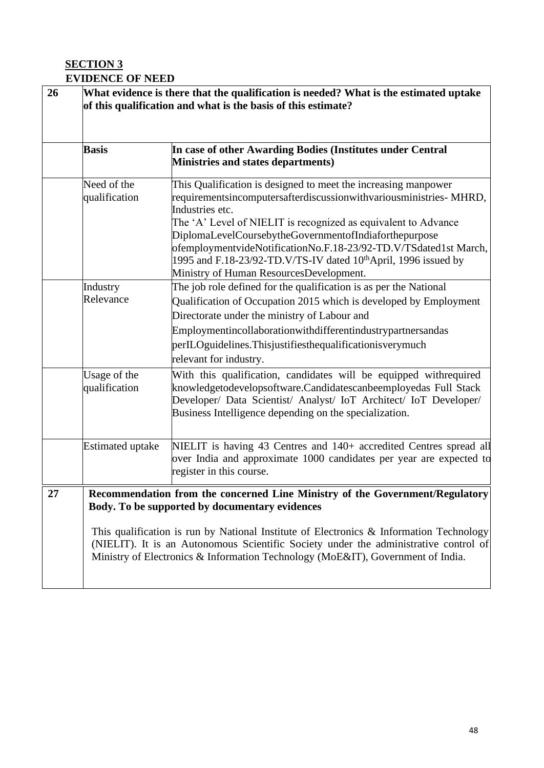**SECTION 3**

**EVIDENCE OF NEED**

| 26 | **What evidence is there that the qualification is needed? What is the estimated uptake of this qualification and what is the basis of this estimate?** | |
|---|---|---|
| | **Basis** | **In case of other Awarding Bodies (Institutes under Central Ministries and states departments)** |
| | Need of the qualification | This Qualification is designed to meet the increasing manpower requirementsincomputersafterdiscussionwithvariousministries- MHRD, Industries etc.<br>The 'A' Level of NIELIT is recognized as equivalent to Advance DiplomaLevelCoursebytheGovernmentofIndiaforthepurpose ofemploymentvideNotificationNo.F.18-23/92-TD.V/TSdated1st March, 1995 and F.18-23/92-TD.V/TS-IV dated 10thApril, 1996 issued by Ministry of Human ResourcesDevelopment. |
| | Industry Relevance | The job role defined for the qualification is as per the National Qualification of Occupation 2015 which is developed by Employment Directorate under the ministry of Labour and Employmentincollaborationwithdifferentindustrypartnersandas perILOguidelines.Thisjustifiesthequalificationisverymuch relevant for industry. |
| | Usage of the qualification | With this qualification, candidates will be equipped withrequired knowledgetodevelopsoftware.Candidatescanbeemployedas Full Stack Developer/ Data Scientist/ Analyst/ IoT Architect/ IoT Developer/ Business Intelligence depending on the specialization. |
| | Estimated uptake | NIELIT is having 43 Centres and 140+ accredited Centres spread all over India and approximate 1000 candidates per year are expected to register in this course. |
| 27 | **Recommendation from the concerned Line Ministry of the Government/Regulatory Body. To be supported by documentary evidences**<br><br>This qualification is run by National Institute of Electronics & Information Technology (NIELIT). It is an Autonomous Scientific Society under the administrative control of Ministry of Electronics & Information Technology (MoE&IT), Government of India. | |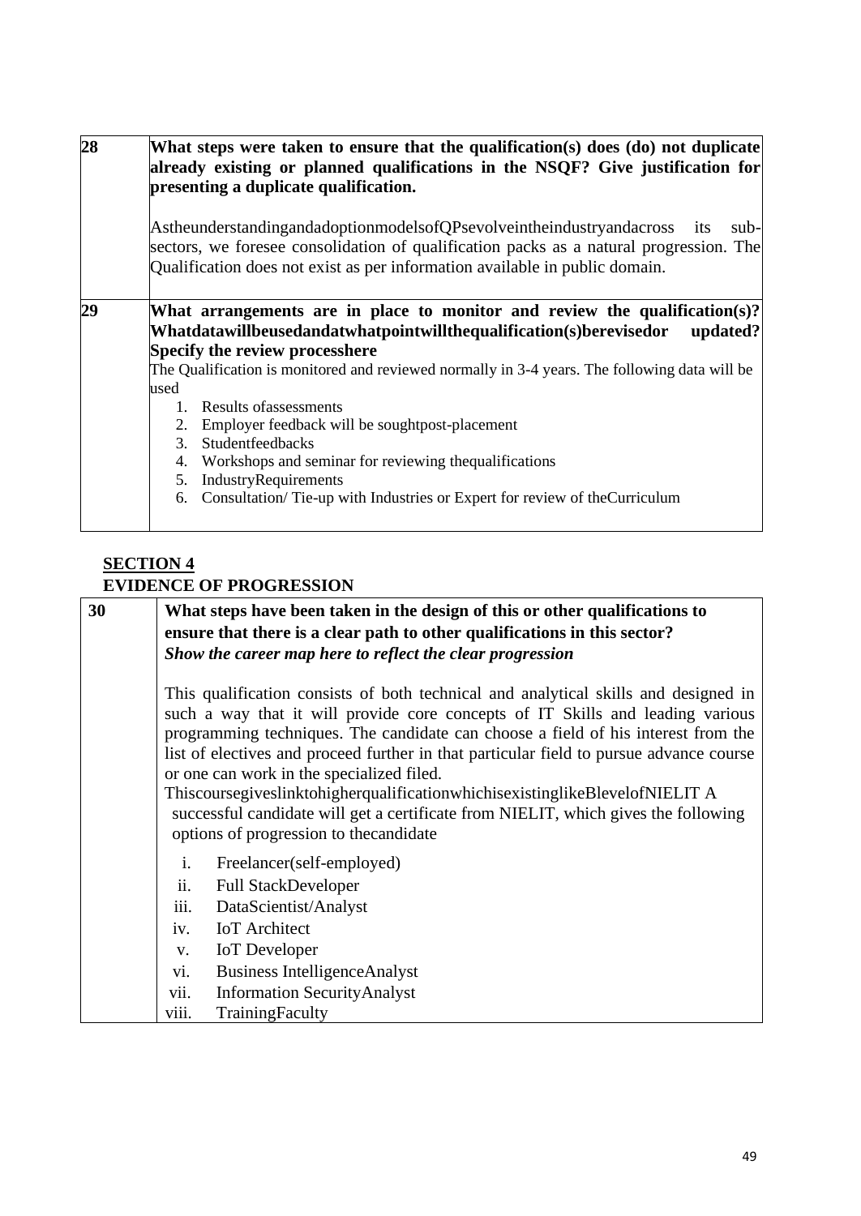| | |
|---|---|
| **28** | **What steps were taken to ensure that the qualification(s) does (do) not duplicate already existing or planned qualifications in the NSQF? Give justification for presenting a duplicate qualification.**<br><br>AstheunderstandingandadoptionmodelsofQPsevolveintheindustryandacross its sub-sectors, we foresee consolidation of qualification packs as a natural progression. The Qualification does not exist as per information available in public domain. |
| **29** | **What arrangements are in place to monitor and review the qualification(s)? Whatdatawillbeusedandatwhatpointwillthequalification(s)berevisedor updated? Specify the review processhere**<br>The Qualification is monitored and reviewed normally in 3-4 years. The following data will be used<br>1. Results ofassessments<br>2. Employer feedback will be soughtpost-placement<br>3. Studentfeedbacks<br>4. Workshops and seminar for reviewing thequalifications<br>5. IndustryRequirements<br>6. Consultation/ Tie-up with Industries or Expert for review of theCurriculum |

## SECTION 4

## EVIDENCE OF PROGRESSION

| | |
|---|---|
| **30** | **What steps have been taken in the design of this or other qualifications to ensure that there is a clear path to other qualifications in this sector?**<br>***Show the career map here to reflect the clear progression***<br><br>This qualification consists of both technical and analytical skills and designed in such a way that it will provide core concepts of IT Skills and leading various programming techniques. The candidate can choose a field of his interest from the list of electives and proceed further in that particular field to pursue advance course or one can work in the specialized filed.<br>ThiscoursegiveslinktohigherqualificationwhichisexistinglikeBlevelofNIELIT A successful candidate will get a certificate from NIELIT, which gives the following options of progression to thecandidate<br>i. Freelancer(self-employed)<br>ii. Full StackDeveloper<br>iii. DataScientist/Analyst<br>iv. IoT Architect<br>v. IoT Developer<br>vi. Business IntelligenceAnalyst<br>vii. Information SecurityAnalyst<br>viii. TrainingFaculty |